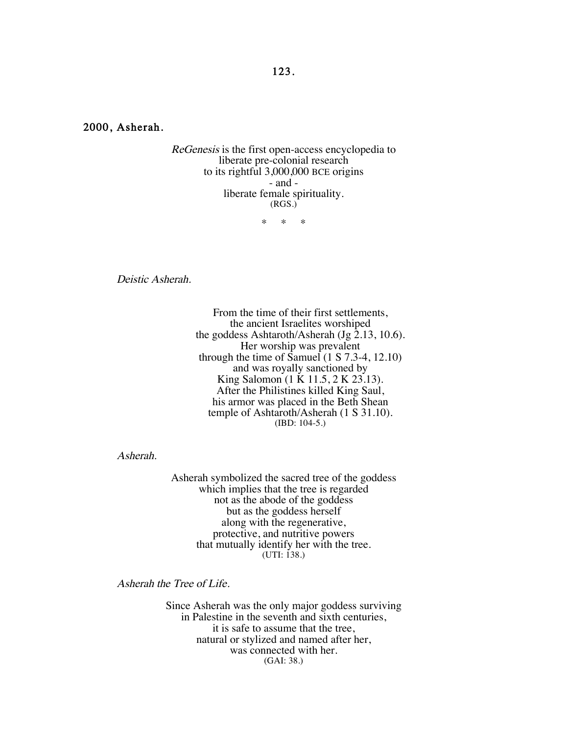# 2000, Asherah.

*ReGenesis* is the first open-access encyclopedia to
liberate pre-colonial research
to its rightful 3,000,000 BCE origins
- and -
liberate female spirituality.
(RGS.)

\*     \*     \*

*Deistic Asherah.*

From the time of their first settlements,
the ancient Israelites worshiped
the goddess Ashtaroth/Asherah (Jg 2.13, 10.6).
Her worship was prevalent
through the time of Samuel (1 S 7.3-4, 12.10)
and was royally sanctioned by
King Salomon (1 K 11.5, 2 K 23.13).
After the Philistines killed King Saul,
his armor was placed in the Beth Shean
temple of Ashtaroth/Asherah (1 S 31.10).
(IBD: 104-5.)

*Asherah.*

Asherah symbolized the sacred tree of the goddess
which implies that the tree is regarded
not as the abode of the goddess
but as the goddess herself
along with the regenerative,
protective, and nutritive powers
that mutually identify her with the tree.
(UTI: 138.)

*Asherah the Tree of Life.*

Since Asherah was the only major goddess surviving
in Palestine in the seventh and sixth centuries,
it is safe to assume that the tree,
natural or stylized and named after her,
was connected with her.
(GAI: 38.)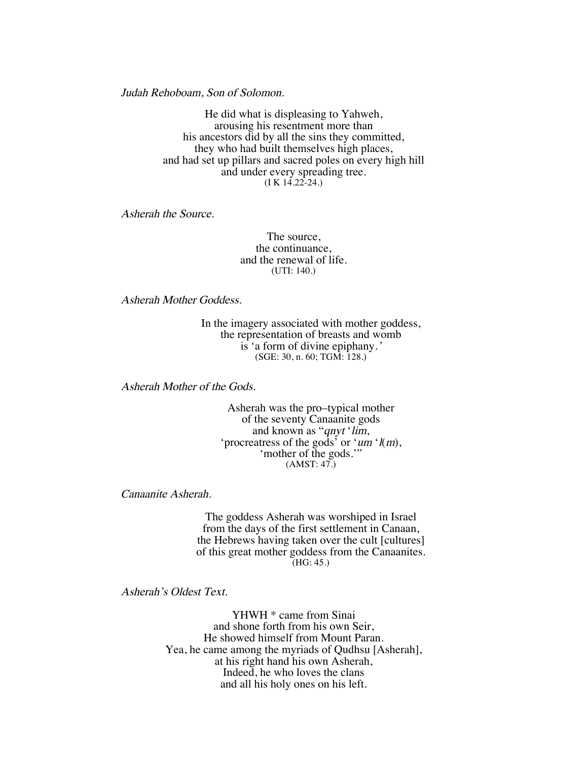*Judah Rehoboam, Son of Solomon.*

He did what is displeasing to Yahweh,
arousing his resentment more than
his ancestors did by all the sins they committed,
they who had built themselves high places,
and had set up pillars and sacred poles on every high hill
and under every spreading tree.
(I K 14.22-24.)

*Asherah the Source.*

The source,
the continuance,
and the renewal of life.
(UTI: 140.)

*Asherah Mother Goddess.*

In the imagery associated with mother goddess,
the representation of breasts and womb
is 'a form of divine epiphany.'
(SGE: 30, n. 60; TGM: 128.)

*Asherah Mother of the Gods.*

Asherah was the pro–typical mother
of the seventy Canaanite gods
and known as "*qnyt* '*lim*,
'procreatress of the gods' or '*um* '*I*(*m*),
'mother of the gods.'"
(AMST: 47.)

*Canaanite Asherah.*

The goddess Asherah was worshiped in Israel
from the days of the first settlement in Canaan,
the Hebrews having taken over the cult [cultures]
of this great mother goddess from the Canaanites.
(HG: 45.)

*Asherah's Oldest Text.*

YHWH * came from Sinai
and shone forth from his own Seir,
He showed himself from Mount Paran.
Yea, he came among the myriads of Qudhsu [Asherah],
at his right hand his own Asherah,
Indeed, he who loves the clans
and all his holy ones on his left.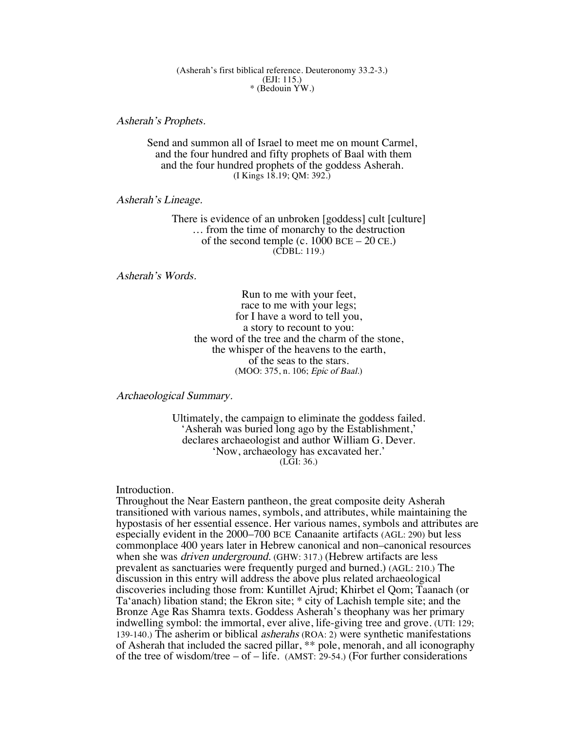(Asherah's first biblical reference. Deuteronomy 33.2-3.)
(EJI: 115.)
* (Bedouin YW.)

*Asherah's Prophets.*

Send and summon all of Israel to meet me on mount Carmel,
and the four hundred and fifty prophets of Baal with them
and the four hundred prophets of the goddess Asherah.
(I Kings 18.19; QM: 392.)

*Asherah's Lineage.*

There is evidence of an unbroken [goddess] cult [culture]
… from the time of monarchy to the destruction
of the second temple (c. 1000 BCE – 20 CE.)
(CDBL: 119.)

*Asherah's Words.*

Run to me with your feet,
race to me with your legs;
for I have a word to tell you,
a story to recount to you:
the word of the tree and the charm of the stone,
the whisper of the heavens to the earth,
of the seas to the stars.
(MOO: 375, n. 106; *Epic of Baal.*)

*Archaeological Summary.*

Ultimately, the campaign to eliminate the goddess failed.
'Asherah was buried long ago by the Establishment,'
declares archaeologist and author William G. Dever.
'Now, archaeology has excavated her.'
(LGI: 36.)

Introduction.
Throughout the Near Eastern pantheon, the great composite deity Asherah transitioned with various names, symbols, and attributes, while maintaining the hypostasis of her essential essence. Her various names, symbols and attributes are especially evident in the 2000–700 BCE Canaanite artifacts (AGL: 290) but less commonplace 400 years later in Hebrew canonical and non–canonical resources when she was *driven underground.* (GHW: 317.) (Hebrew artifacts are less prevalent as sanctuaries were frequently purged and burned.) (AGL: 210.) The discussion in this entry will address the above plus related archaeological discoveries including those from: Kuntillet Ajrud; Khirbet el Qom; Taanach (or Ta'anach) libation stand; the Ekron site; * city of Lachish temple site; and the Bronze Age Ras Shamra texts. Goddess Asherah's theophany was her primary indwelling symbol: the immortal, ever alive, life-giving tree and grove. (UTI: 129; 139-140.) The asherim or biblical *asherahs* (ROA: 2) were synthetic manifestations of Asherah that included the sacred pillar, ** pole, menorah, and all iconography of the tree of wisdom/tree – of – life. (AMST: 29-54.) (For further considerations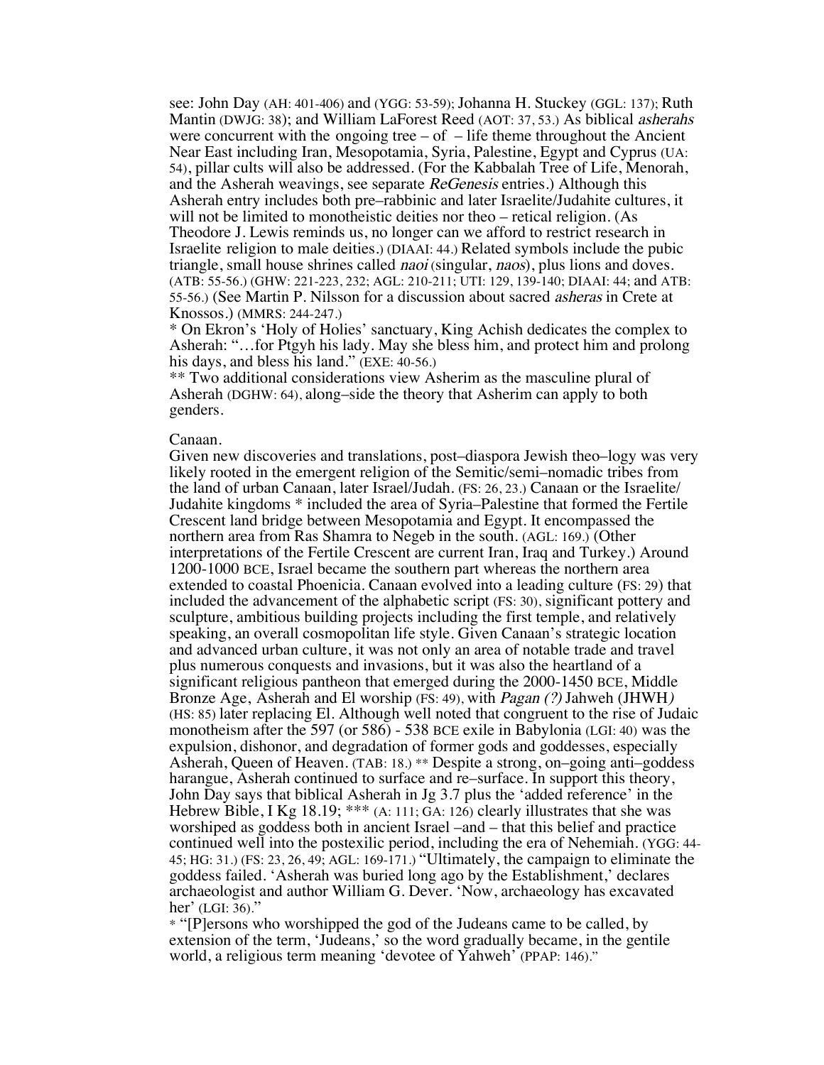see: John Day (AH: 401-406) and (YGG: 53-59); Johanna H. Stuckey (GGL: 137); Ruth Mantin (DWJG: 38); and William LaForest Reed (AOT: 37, 53.) As biblical *asherahs* were concurrent with the ongoing tree – of – life theme throughout the Ancient Near East including Iran, Mesopotamia, Syria, Palestine, Egypt and Cyprus (UA: 54), pillar cults will also be addressed. (For the Kabbalah Tree of Life, Menorah, and the Asherah weavings, see separate *ReGenesis* entries.) Although this Asherah entry includes both pre–rabbinic and later Israelite/Judahite cultures, it will not be limited to monotheistic deities nor theo – retical religion. (As Theodore J. Lewis reminds us, no longer can we afford to restrict research in Israelite religion to male deities.) (DIAAI: 44.) Related symbols include the pubic triangle, small house shrines called *naoi* (singular, *naos*), plus lions and doves. (ATB: 55-56.) (GHW: 221-223, 232; AGL: 210-211; UTI: 129, 139-140; DIAAI: 44; and ATB: 55-56.) (See Martin P. Nilsson for a discussion about sacred *asheras* in Crete at Knossos.) (MMRS: 244-247.)

\* On Ekron's 'Holy of Holies' sanctuary, King Achish dedicates the complex to Asherah: "…for Ptgyh his lady. May she bless him, and protect him and prolong his days, and bless his land." (EXE: 40-56.)

\*\* Two additional considerations view Asherim as the masculine plural of Asherah (DGHW: 64), along–side the theory that Asherim can apply to both genders.

Canaan.

Given new discoveries and translations, post–diaspora Jewish theo–logy was very likely rooted in the emergent religion of the Semitic/semi–nomadic tribes from the land of urban Canaan, later Israel/Judah. (FS: 26, 23.) Canaan or the Israelite/ Judahite kingdoms \* included the area of Syria–Palestine that formed the Fertile Crescent land bridge between Mesopotamia and Egypt. It encompassed the northern area from Ras Shamra to Negeb in the south. (AGL: 169.) (Other interpretations of the Fertile Crescent are current Iran, Iraq and Turkey.) Around 1200-1000 BCE, Israel became the southern part whereas the northern area extended to coastal Phoenicia. Canaan evolved into a leading culture (FS: 29) that included the advancement of the alphabetic script (FS: 30), significant pottery and sculpture, ambitious building projects including the first temple, and relatively speaking, an overall cosmopolitan life style. Given Canaan's strategic location and advanced urban culture, it was not only an area of notable trade and travel plus numerous conquests and invasions, but it was also the heartland of a significant religious pantheon that emerged during the 2000-1450 BCE, Middle Bronze Age, Asherah and El worship (FS: 49), with *Pagan (?)* Jahweh (JHWH*)* (HS: 85) later replacing El. Although well noted that congruent to the rise of Judaic monotheism after the 597 (or 586) - 538 BCE exile in Babylonia (LGI: 40) was the expulsion, dishonor, and degradation of former gods and goddesses, especially Asherah, Queen of Heaven. (TAB: 18.) \*\* Despite a strong, on–going anti–goddess harangue, Asherah continued to surface and re–surface. In support this theory, John Day says that biblical Asherah in Jg 3.7 plus the 'added reference' in the Hebrew Bible, I Kg 18.19; \*\*\* (A: 111; GA: 126) clearly illustrates that she was worshiped as goddess both in ancient Israel –and – that this belief and practice continued well into the postexilic period, including the era of Nehemiah. (YGG: 44-45; HG: 31.) (FS: 23, 26, 49; AGL: 169-171.) "Ultimately, the campaign to eliminate the goddess failed. 'Asherah was buried long ago by the Establishment,' declares archaeologist and author William G. Dever. 'Now, archaeology has excavated her' (LGI: 36)."

\* "[P]ersons who worshipped the god of the Judeans came to be called, by extension of the term, 'Judeans,' so the word gradually became, in the gentile world, a religious term meaning 'devotee of Yahweh' (PPAP: 146)."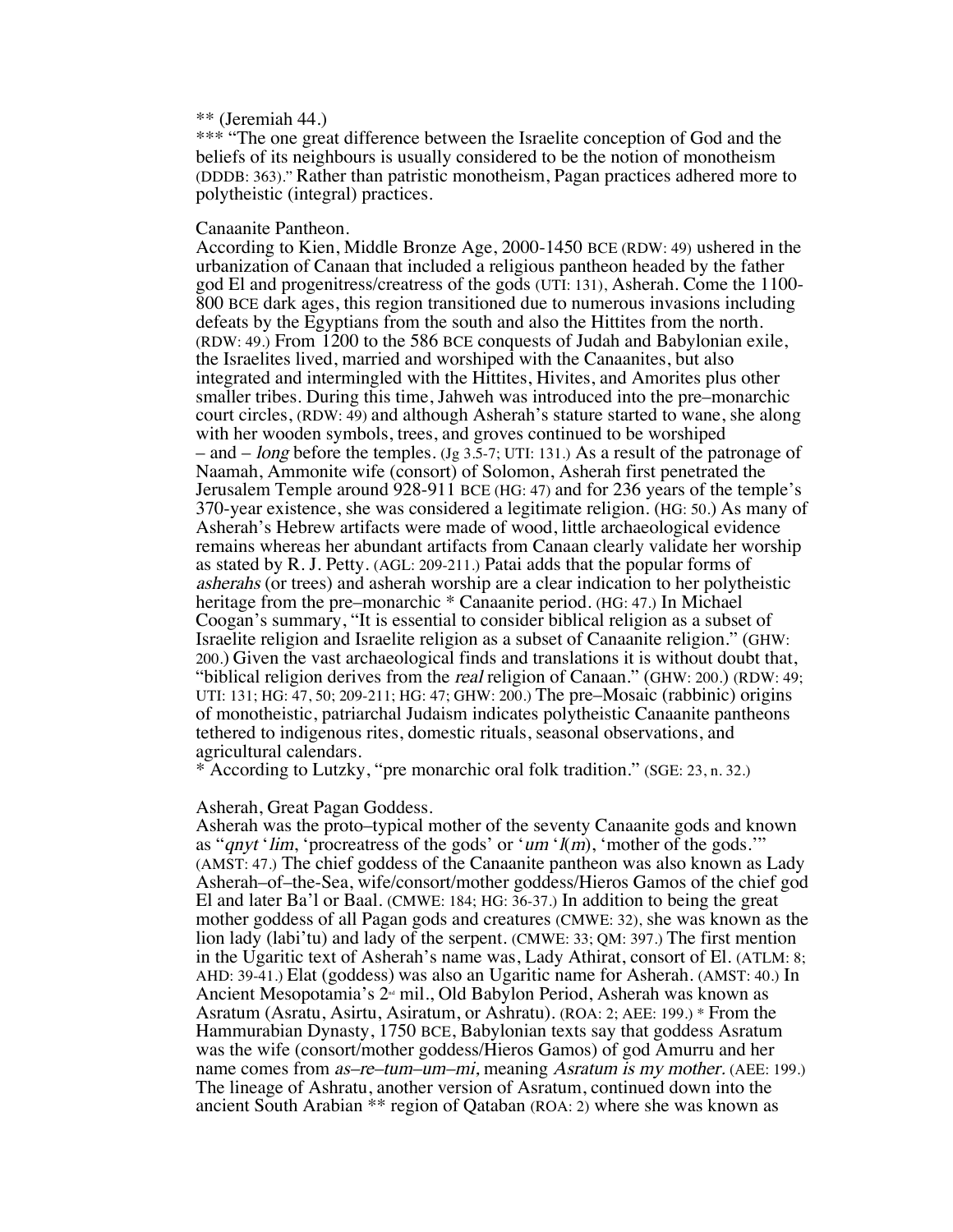** (Jeremiah 44.)

*** "The one great difference between the Israelite conception of God and the beliefs of its neighbours is usually considered to be the notion of monotheism (DDDB: 363)." Rather than patristic monotheism, Pagan practices adhered more to polytheistic (integral) practices.

## Canaanite Pantheon.

According to Kien, Middle Bronze Age, 2000-1450 BCE (RDW: 49) ushered in the urbanization of Canaan that included a religious pantheon headed by the father god El and progenitress/creatress of the gods (UTI: 131), Asherah. Come the 1100-800 BCE dark ages, this region transitioned due to numerous invasions including defeats by the Egyptians from the south and also the Hittites from the north. (RDW: 49.) From 1200 to the 586 BCE conquests of Judah and Babylonian exile, the Israelites lived, married and worshiped with the Canaanites, but also integrated and intermingled with the Hittites, Hivites, and Amorites plus other smaller tribes. During this time, Jahweh was introduced into the pre–monarchic court circles, (RDW: 49) and although Asherah's stature started to wane, she along with her wooden symbols, trees, and groves continued to be worshiped – and – *long* before the temples. (Jg 3.5-7; UTI: 131.) As a result of the patronage of Naamah, Ammonite wife (consort) of Solomon, Asherah first penetrated the Jerusalem Temple around 928-911 BCE (HG: 47) and for 236 years of the temple's 370-year existence, she was considered a legitimate religion. (HG: 50.) As many of Asherah's Hebrew artifacts were made of wood, little archaeological evidence remains whereas her abundant artifacts from Canaan clearly validate her worship as stated by R. J. Petty. (AGL: 209-211.) Patai adds that the popular forms of *asherahs* (or trees) and asherah worship are a clear indication to her polytheistic heritage from the pre–monarchic * Canaanite period. (HG: 47.) In Michael Coogan's summary, "It is essential to consider biblical religion as a subset of Israelite religion and Israelite religion as a subset of Canaanite religion." (GHW: 200.) Given the vast archaeological finds and translations it is without doubt that, "biblical religion derives from the *real* religion of Canaan." (GHW: 200.) (RDW: 49; UTI: 131; HG: 47, 50; 209-211; HG: 47; GHW: 200.) The pre–Mosaic (rabbinic) origins of monotheistic, patriarchal Judaism indicates polytheistic Canaanite pantheons tethered to indigenous rites, domestic rituals, seasonal observations, and agricultural calendars.

* According to Lutzky, "pre monarchic oral folk tradition." (SGE: 23, n. 32.)

## Asherah, Great Pagan Goddess.

Asherah was the proto–typical mother of the seventy Canaanite gods and known as "*qnyt 'lim*, 'procreatress of the gods' or '*um 'l(m)*, 'mother of the gods.'" (AMST: 47.) The chief goddess of the Canaanite pantheon was also known as Lady Asherah–of–the–Sea, wife/consort/mother goddess/Hieros Gamos of the chief god El and later Ba'l or Baal. (CMWE: 184; HG: 36-37.) In addition to being the great mother goddess of all Pagan gods and creatures (CMWE: 32), she was known as the lion lady (labi'tu) and lady of the serpent. (CMWE: 33; QM: 397.) The first mention in the Ugaritic text of Asherah's name was, Lady Athirat, consort of El. (ATLM: 8; AHD: 39-41.) Elat (goddess) was also an Ugaritic name for Asherah. (AMST: 40.) In Ancient Mesopotamia's 2nd mil., Old Babylon Period, Asherah was known as Asratum (Asratu, Asirtu, Asiratum, or Ashratu). (ROA: 2; AEE: 199.) * From the Hammurabian Dynasty, 1750 BCE, Babylonian texts say that goddess Asratum was the wife (consort/mother goddess/Hieros Gamos) of god Amurru and her name comes from *as–re–tum–um–mi*, meaning *Asratum is my mother.* (AEE: 199.) The lineage of Ashratu, another version of Asratum, continued down into the ancient South Arabian ** region of Qataban (ROA: 2) where she was known as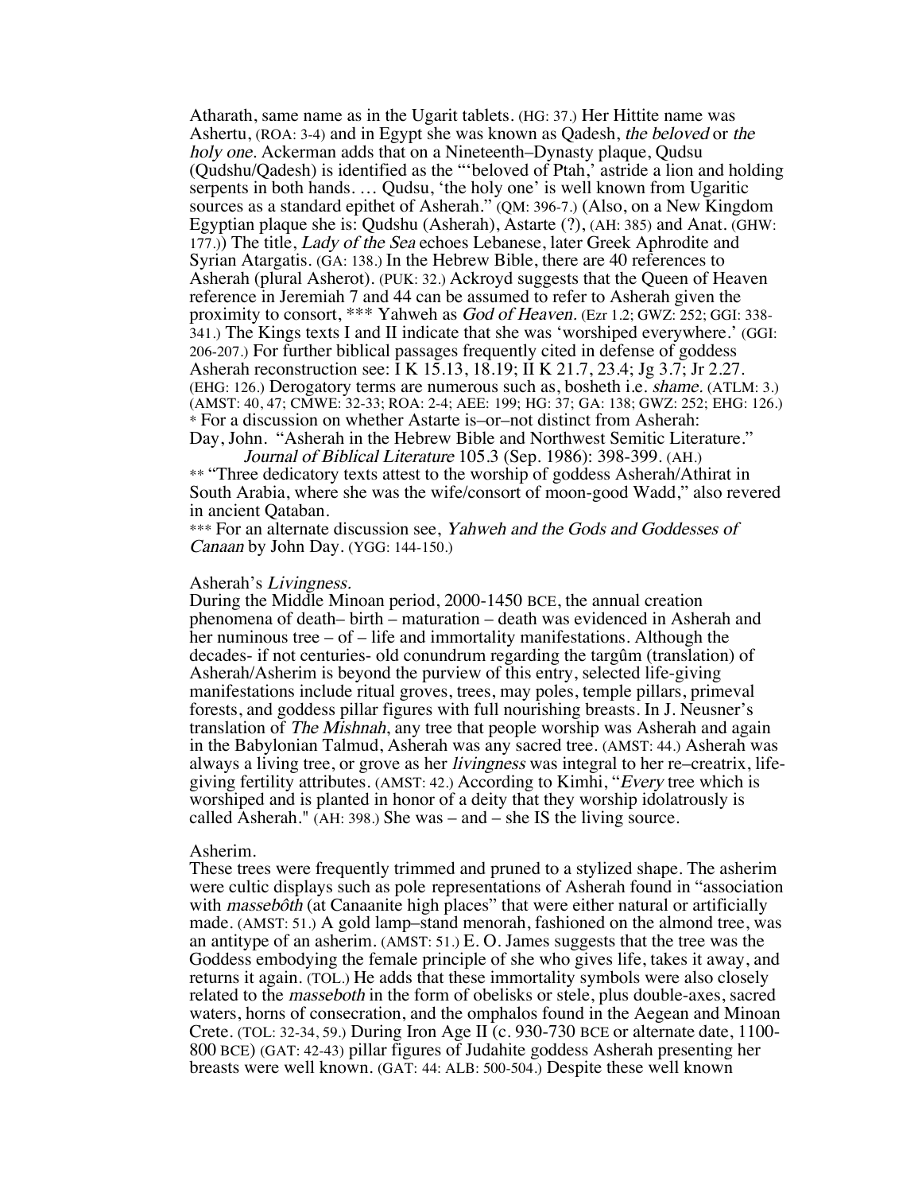Atharath, same name as in the Ugarit tablets. (HG: 37.) Her Hittite name was Ashertu, (ROA: 3-4) and in Egypt she was known as Qadesh, *the beloved* or *the holy one.* Ackerman adds that on a Nineteenth–Dynasty plaque, Qudsu (Qudshu/Qadesh) is identified as the "'beloved of Ptah,' astride a lion and holding serpents in both hands. … Qudsu, 'the holy one' is well known from Ugaritic sources as a standard epithet of Asherah." (QM: 396-7.) (Also, on a New Kingdom Egyptian plaque she is: Qudshu (Asherah), Astarte (?), (AH: 385) and Anat. (GHW: 177.)) The title, *Lady of the Sea* echoes Lebanese, later Greek Aphrodite and Syrian Atargatis. (GA: 138.) In the Hebrew Bible, there are 40 references to Asherah (plural Asherot). (PUK: 32.) Ackroyd suggests that the Queen of Heaven reference in Jeremiah 7 and 44 can be assumed to refer to Asherah given the proximity to consort, *** Yahweh as *God of Heaven.* (Ezr 1.2; GWZ: 252; GGI: 338-341.) The Kings texts I and II indicate that she was 'worshiped everywhere.' (GGI: 206-207.) For further biblical passages frequently cited in defense of goddess Asherah reconstruction see: I K 15.13, 18.19; II K 21.7, 23.4; Jg 3.7; Jr 2.27. (EHG: 126.) Derogatory terms are numerous such as, bosheth i.e. *shame.* (ATLM: 3.) (AMST: 40, 47; CMWE: 32-33; ROA: 2-4; AEE: 199; HG: 37; GA: 138; GWZ: 252; EHG: 126.)

* For a discussion on whether Astarte is–or–not distinct from Asherah: Day, John. "Asherah in the Hebrew Bible and Northwest Semitic Literature." *Journal of Biblical Literature* 105.3 (Sep. 1986): 398-399. (AH.)

** "Three dedicatory texts attest to the worship of goddess Asherah/Athirat in South Arabia, where she was the wife/consort of moon-good Wadd," also revered in ancient Qataban.

*** For an alternate discussion see, *Yahweh and the Gods and Goddesses of Canaan* by John Day. (YGG: 144-150.)

Asherah's *Livingness.*

During the Middle Minoan period, 2000-1450 BCE, the annual creation phenomena of death– birth – maturation – death was evidenced in Asherah and her numinous tree – of – life and immortality manifestations. Although the decades- if not centuries- old conundrum regarding the targûm (translation) of Asherah/Asherim is beyond the purview of this entry, selected life-giving manifestations include ritual groves, trees, may poles, temple pillars, primeval forests, and goddess pillar figures with full nourishing breasts. In J. Neusner's translation of *The Mishnah*, any tree that people worship was Asherah and again in the Babylonian Talmud, Asherah was any sacred tree. (AMST: 44.) Asherah was always a living tree, or grove as her *livingness* was integral to her re–creatrix, life-giving fertility attributes. (AMST: 42.) According to Kimhi, "*Every* tree which is worshiped and is planted in honor of a deity that they worship idolatrously is called Asherah." (AH: 398.) She was – and – she IS the living source.

Asherim.

These trees were frequently trimmed and pruned to a stylized shape. The asherim were cultic displays such as pole representations of Asherah found in "association with *massebôth* (at Canaanite high places" that were either natural or artificially made. (AMST: 51.) A gold lamp–stand menorah, fashioned on the almond tree, was an antitype of an asherim. (AMST: 51.) E. O. James suggests that the tree was the Goddess embodying the female principle of she who gives life, takes it away, and returns it again. (TOL.) He adds that these immortality symbols were also closely related to the *masseboth* in the form of obelisks or stele, plus double-axes, sacred waters, horns of consecration, and the omphalos found in the Aegean and Minoan Crete. (TOL: 32-34, 59.) During Iron Age II (c. 930-730 BCE or alternate date, 1100-800 BCE) (GAT: 42-43) pillar figures of Judahite goddess Asherah presenting her breasts were well known. (GAT: 44: ALB: 500-504.) Despite these well known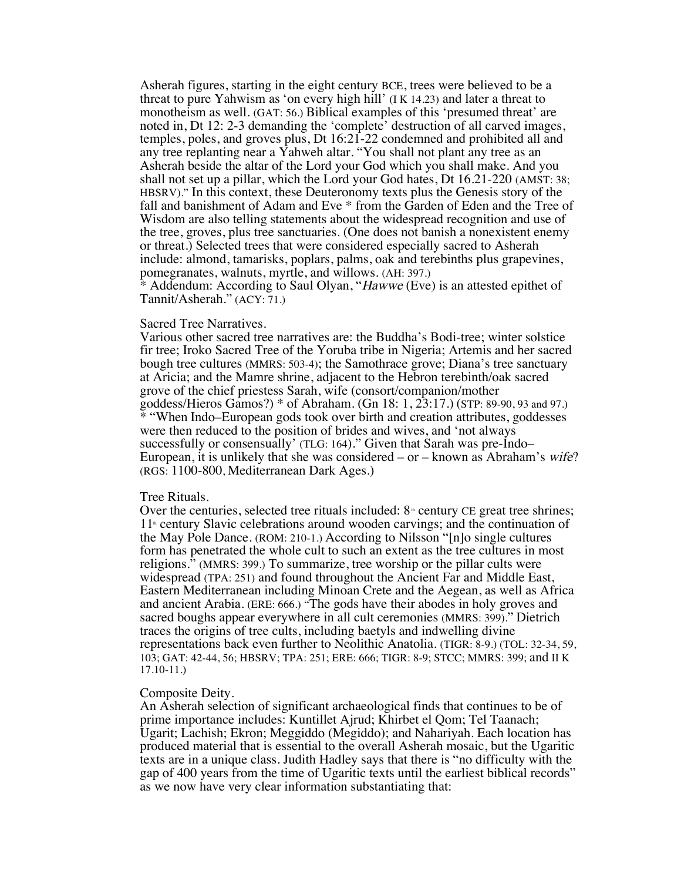Asherah figures, starting in the eight century BCE, trees were believed to be a threat to pure Yahwism as 'on every high hill' (I K 14.23) and later a threat to monotheism as well. (GAT: 56.) Biblical examples of this 'presumed threat' are noted in, Dt 12: 2-3 demanding the 'complete' destruction of all carved images, temples, poles, and groves plus, Dt 16:21-22 condemned and prohibited all and any tree replanting near a Yahweh altar. "You shall not plant any tree as an Asherah beside the altar of the Lord your God which you shall make. And you shall not set up a pillar, which the Lord your God hates, Dt 16.21-220 (AMST: 38; HBSRV)." In this context, these Deuteronomy texts plus the Genesis story of the fall and banishment of Adam and Eve * from the Garden of Eden and the Tree of Wisdom are also telling statements about the widespread recognition and use of the tree, groves, plus tree sanctuaries. (One does not banish a nonexistent enemy or threat.) Selected trees that were considered especially sacred to Asherah include: almond, tamarisks, poplars, palms, oak and terebinths plus grapevines, pomegranates, walnuts, myrtle, and willows. (AH: 397.)
* Addendum: According to Saul Olyan, "*Hawwe* (Eve) is an attested epithet of Tannit/Asherah." (ACY: 71.)

Sacred Tree Narratives.
Various other sacred tree narratives are: the Buddha's Bodi-tree; winter solstice fir tree; Iroko Sacred Tree of the Yoruba tribe in Nigeria; Artemis and her sacred bough tree cultures (MMRS: 503-4); the Samothrace grove; Diana's tree sanctuary at Aricia; and the Mamre shrine, adjacent to the Hebron terebinth/oak sacred grove of the chief priestess Sarah, wife (consort/companion/mother goddess/Hieros Gamos?) * of Abraham. (Gn 18: 1, 23:17.) (STP: 89-90, 93 and 97.)
* "When Indo–European gods took over birth and creation attributes, goddesses were then reduced to the position of brides and wives, and 'not always successfully or consensually' (TLG: 164)." Given that Sarah was pre-Indo–European, it is unlikely that she was considered – or – known as Abraham's *wife*? (RGS: 1100-800, Mediterranean Dark Ages.)

Tree Rituals.
Over the centuries, selected tree rituals included: 8th century CE great tree shrines; 11th century Slavic celebrations around wooden carvings; and the continuation of the May Pole Dance. (ROM: 210-1.) According to Nilsson "[n]o single cultures form has penetrated the whole cult to such an extent as the tree cultures in most religions." (MMRS: 399.) To summarize, tree worship or the pillar cults were widespread (TPA: 251) and found throughout the Ancient Far and Middle East, Eastern Mediterranean including Minoan Crete and the Aegean, as well as Africa and ancient Arabia. (ERE: 666.) "The gods have their abodes in holy groves and sacred boughs appear everywhere in all cult ceremonies (MMRS: 399)." Dietrich traces the origins of tree cults, including baetyls and indwelling divine representations back even further to Neolithic Anatolia. (TIGR: 8-9.) (TOL: 32-34, 59, 103; GAT: 42-44, 56; HBSRV; TPA: 251; ERE: 666; TIGR: 8-9; STCC; MMRS: 399; and II K 17.10-11.)

Composite Deity.
An Asherah selection of significant archaeological finds that continues to be of prime importance includes: Kuntillet Ajrud; Khirbet el Qom; Tel Taanach; Ugarit; Lachish; Ekron; Meggiddo (Megiddo); and Nahariyah. Each location has produced material that is essential to the overall Asherah mosaic, but the Ugaritic texts are in a unique class. Judith Hadley says that there is "no difficulty with the gap of 400 years from the time of Ugaritic texts until the earliest biblical records" as we now have very clear information substantiating that: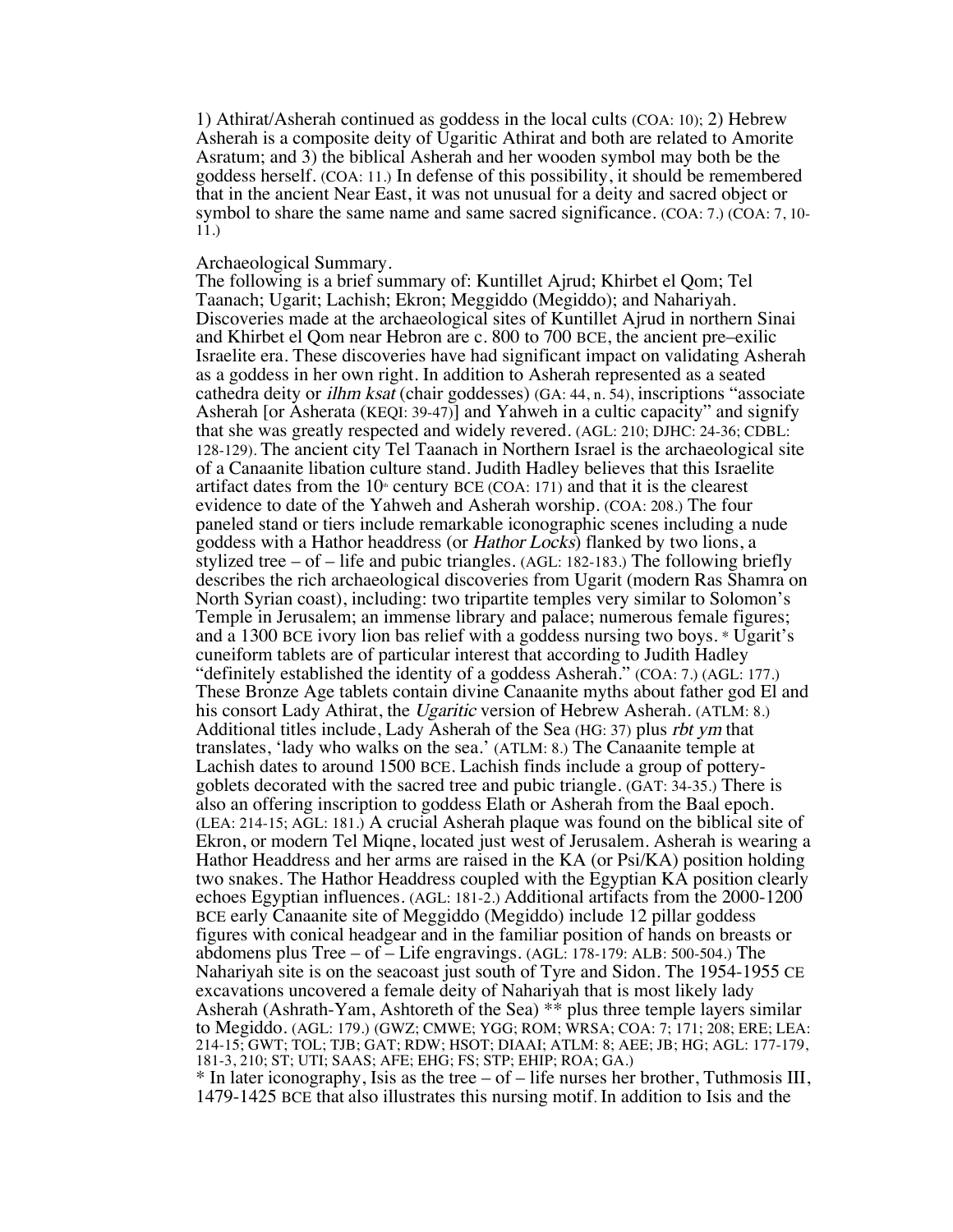1) Athirat/Asherah continued as goddess in the local cults (COA: 10); 2) Hebrew Asherah is a composite deity of Ugaritic Athirat and both are related to Amorite Asratum; and 3) the biblical Asherah and her wooden symbol may both be the goddess herself. (COA: 11.) In defense of this possibility, it should be remembered that in the ancient Near East, it was not unusual for a deity and sacred object or symbol to share the same name and same sacred significance. (COA: 7.) (COA: 7, 10-11.)

Archaeological Summary.

The following is a brief summary of: Kuntillet Ajrud; Khirbet el Qom; Tel Taanach; Ugarit; Lachish; Ekron; Meggiddo (Megiddo); and Nahariyah. Discoveries made at the archaeological sites of Kuntillet Ajrud in northern Sinai and Khirbet el Qom near Hebron are c. 800 to 700 BCE, the ancient pre–exilic Israelite era. These discoveries have had significant impact on validating Asherah as a goddess in her own right. In addition to Asherah represented as a seated cathedra deity or *ilhm ksat* (chair goddesses) (GA: 44, n. 54), inscriptions "associate Asherah [or Asherata (KEQI: 39-47)] and Yahweh in a cultic capacity" and signify that she was greatly respected and widely revered. (AGL: 210; DJHC: 24-36; CDBL: 128-129). The ancient city Tel Taanach in Northern Israel is the archaeological site of a Canaanite libation culture stand. Judith Hadley believes that this Israelite artifact dates from the 10th century BCE (COA: 171) and that it is the clearest evidence to date of the Yahweh and Asherah worship. (COA: 208.) The four paneled stand or tiers include remarkable iconographic scenes including a nude goddess with a Hathor headdress (or *Hathor Locks*) flanked by two lions, a stylized tree – of – life and pubic triangles. (AGL: 182-183.) The following briefly describes the rich archaeological discoveries from Ugarit (modern Ras Shamra on North Syrian coast), including: two tripartite temples very similar to Solomon's Temple in Jerusalem; an immense library and palace; numerous female figures; and a 1300 BCE ivory lion bas relief with a goddess nursing two boys. * Ugarit's cuneiform tablets are of particular interest that according to Judith Hadley "definitely established the identity of a goddess Asherah." (COA: 7.) (AGL: 177.) These Bronze Age tablets contain divine Canaanite myths about father god El and his consort Lady Athirat, the *Ugaritic* version of Hebrew Asherah. (ATLM: 8.) Additional titles include, Lady Asherah of the Sea (HG: 37) plus *rbt ym* that translates, 'lady who walks on the sea.' (ATLM: 8.) The Canaanite temple at Lachish dates to around 1500 BCE. Lachish finds include a group of pottery-goblets decorated with the sacred tree and pubic triangle. (GAT: 34-35.) There is also an offering inscription to goddess Elath or Asherah from the Baal epoch. (LEA: 214-15; AGL: 181.) A crucial Asherah plaque was found on the biblical site of Ekron, or modern Tel Miqne, located just west of Jerusalem. Asherah is wearing a Hathor Headdress and her arms are raised in the KA (or Psi/KA) position holding two snakes. The Hathor Headdress coupled with the Egyptian KA position clearly echoes Egyptian influences. (AGL: 181-2.) Additional artifacts from the 2000-1200 BCE early Canaanite site of Meggiddo (Megiddo) include 12 pillar goddess figures with conical headgear and in the familiar position of hands on breasts or abdomens plus Tree – of – Life engravings. (AGL: 178-179: ALB: 500-504.) The Nahariyah site is on the seacoast just south of Tyre and Sidon. The 1954-1955 CE excavations uncovered a female deity of Nahariyah that is most likely lady Asherah (Ashrath-Yam, Ashtoreth of the Sea) ** plus three temple layers similar to Megiddo. (AGL: 179.) (GWZ; CMWE; YGG; ROM; WRSA; COA: 7; 171; 208; ERE; LEA: 214-15; GWT; TOL; TJB; GAT; RDW; HSOT; DIAAI; ATLM: 8; AEE; JB; HG; AGL: 177-179, 181-3, 210; ST; UTI; SAAS; AFE; EHG; FS; STP; EHIP; ROA; GA.)

* In later iconography, Isis as the tree – of – life nurses her brother, Tuthmosis III, 1479-1425 BCE that also illustrates this nursing motif. In addition to Isis and the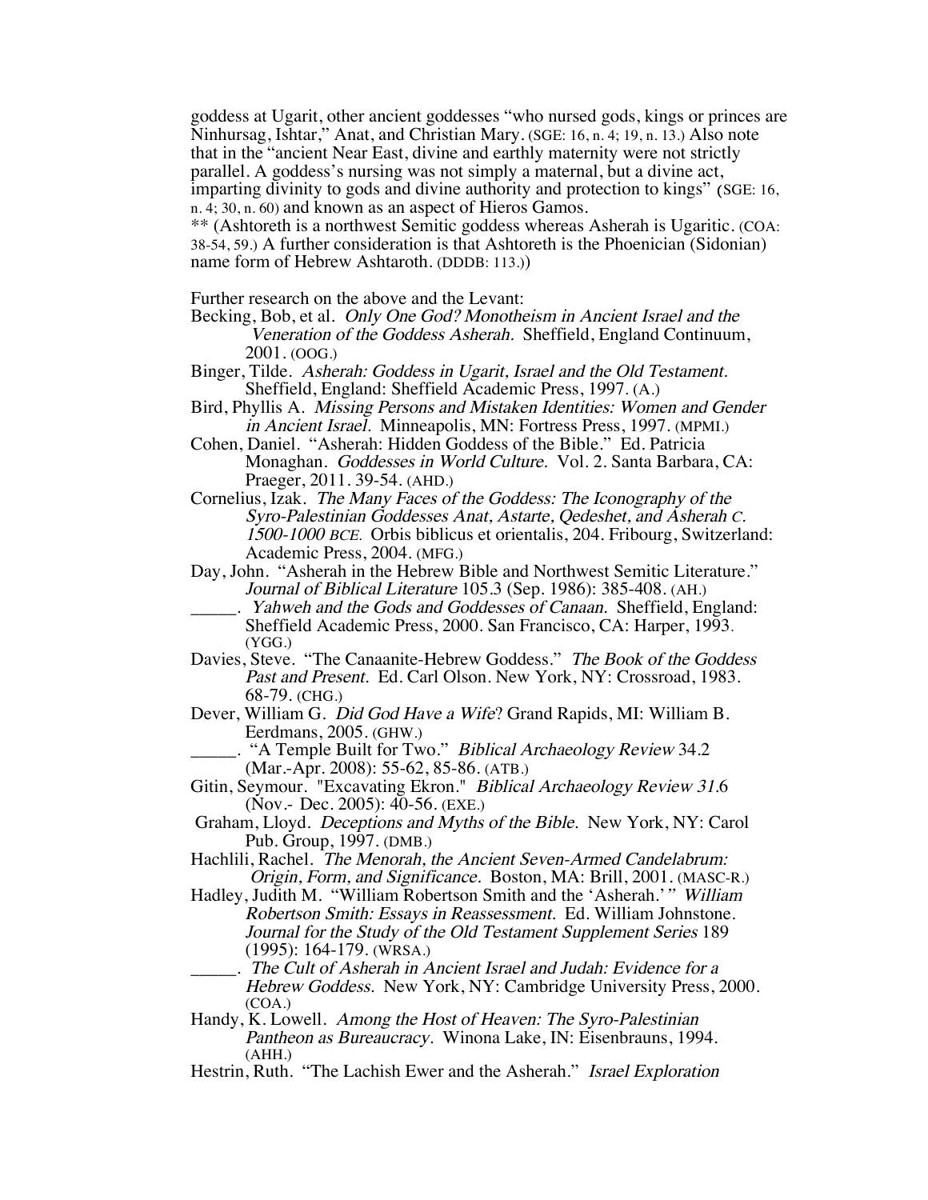goddess at Ugarit, other ancient goddesses "who nursed gods, kings or princes are Ninhursag, Ishtar," Anat, and Christian Mary. (SGE: 16, n. 4; 19, n. 13.) Also note that in the "ancient Near East, divine and earthly maternity were not strictly parallel. A goddess's nursing was not simply a maternal, but a divine act, imparting divinity to gods and divine authority and protection to kings" (SGE: 16, n. 4; 30, n. 60) and known as an aspect of Hieros Gamos.
** (Ashtoreth is a northwest Semitic goddess whereas Asherah is Ugaritic. (COA: 38-54, 59.) A further consideration is that Ashtoreth is the Phoenician (Sidonian) name form of Hebrew Ashtaroth. (DDDB: 113.))

Further research on the above and the Levant:

Becking, Bob, et al. *Only One God? Monotheism in Ancient Israel and the Veneration of the Goddess Asherah.* Sheffield, England Continuum, 2001. (OOG.)

Binger, Tilde. *Asherah: Goddess in Ugarit, Israel and the Old Testament.* Sheffield, England: Sheffield Academic Press, 1997. (A.)

Bird, Phyllis A. *Missing Persons and Mistaken Identities: Women and Gender in Ancient Israel.* Minneapolis, MN: Fortress Press, 1997. (MPMI.)

Cohen, Daniel. "Asherah: Hidden Goddess of the Bible." Ed. Patricia Monaghan. *Goddesses in World Culture.* Vol. 2. Santa Barbara, CA: Praeger, 2011. 39-54. (AHD.)

Cornelius, Izak. *The Many Faces of the Goddess: The Iconography of the Syro-Palestinian Goddesses Anat, Astarte, Qedeshet, and Asherah C. 1500-1000 BCE.* Orbis biblicus et orientalis, 204. Fribourg, Switzerland: Academic Press, 2004. (MFG.)

Day, John. "Asherah in the Hebrew Bible and Northwest Semitic Literature." *Journal of Biblical Literature* 105.3 (Sep. 1986): 385-408. (AH.)

_____. *Yahweh and the Gods and Goddesses of Canaan.* Sheffield, England: Sheffield Academic Press, 2000. San Francisco, CA: Harper, 1993. (YGG.)

Davies, Steve. "The Canaanite-Hebrew Goddess." *The Book of the Goddess Past and Present.* Ed. Carl Olson. New York, NY: Crossroad, 1983. 68-79. (CHG.)

Dever, William G. *Did God Have a Wife?* Grand Rapids, MI: William B. Eerdmans, 2005. (GHW.)

_____. "A Temple Built for Two." *Biblical Archaeology Review* 34.2 (Mar.-Apr. 2008): 55-62, 85-86. (ATB.)

Gitin, Seymour. "Excavating Ekron." *Biblical Archaeology Review 31*.6 (Nov.- Dec. 2005): 40-56. (EXE.)

Graham, Lloyd. *Deceptions and Myths of the Bible.* New York, NY: Carol Pub. Group, 1997. (DMB.)

Hachlili, Rachel. *The Menorah, the Ancient Seven-Armed Candelabrum: Origin, Form, and Significance.* Boston, MA: Brill, 2001. (MASC-R.)

Hadley, Judith M. "William Robertson Smith and the 'Asherah.' " *William Robertson Smith: Essays in Reassessment.* Ed. William Johnstone. *Journal for the Study of the Old Testament Supplement Series* 189 (1995): 164-179. (WRSA.)

_____. *The Cult of Asherah in Ancient Israel and Judah: Evidence for a Hebrew Goddess.* New York, NY: Cambridge University Press, 2000. (COA.)

Handy, K. Lowell. *Among the Host of Heaven: The Syro-Palestinian Pantheon as Bureaucracy.* Winona Lake, IN: Eisenbrauns, 1994. (AHH.)

Hestrin, Ruth. "The Lachish Ewer and the Asherah." *Israel Exploration*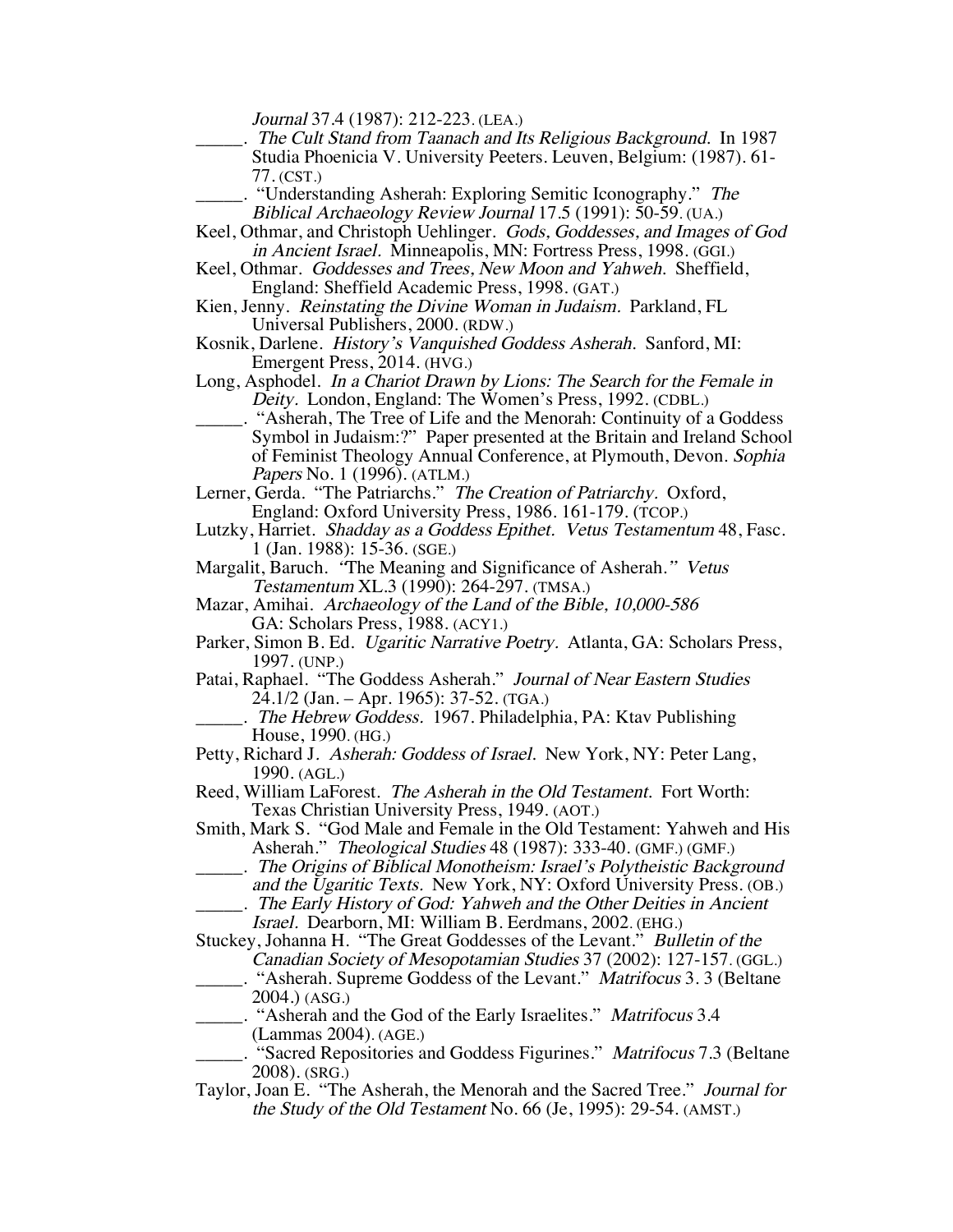*Journal* 37.4 (1987): 212-223. (LEA.)

_____. *The Cult Stand from Taanach and Its Religious Background.* In 1987 Studia Phoenicia V. University Peeters. Leuven, Belgium: (1987). 61-77. (CST.)

_____. "Understanding Asherah: Exploring Semitic Iconography." *The Biblical Archaeology Review Journal* 17.5 (1991): 50-59. (UA.)

Keel, Othmar, and Christoph Uehlinger. *Gods, Goddesses, and Images of God in Ancient Israel.* Minneapolis, MN: Fortress Press, 1998. (GGI.)

Keel, Othmar. *Goddesses and Trees, New Moon and Yahweh.* Sheffield, England: Sheffield Academic Press, 1998. (GAT.)

Kien, Jenny. *Reinstating the Divine Woman in Judaism.* Parkland, FL Universal Publishers, 2000. (RDW.)

Kosnik, Darlene. *History's Vanquished Goddess Asherah.* Sanford, MI: Emergent Press, 2014. (HVG.)

Long, Asphodel. *In a Chariot Drawn by Lions: The Search for the Female in Deity.* London, England: The Women's Press, 1992. (CDBL.)

_____. "Asherah, The Tree of Life and the Menorah: Continuity of a Goddess Symbol in Judaism:?" Paper presented at the Britain and Ireland School of Feminist Theology Annual Conference, at Plymouth, Devon. *Sophia Papers* No. 1 (1996). (ATLM.)

Lerner, Gerda. "The Patriarchs." *The Creation of Patriarchy.* Oxford, England: Oxford University Press, 1986. 161-179. (TCOP.)

Lutzky, Harriet. *Shadday as a Goddess Epithet. Vetus Testamentum* 48, Fasc. 1 (Jan. 1988): 15-36. (SGE.)

Margalit, Baruch. "The Meaning and Significance of Asherah." *Vetus Testamentum* XL.3 (1990): 264-297. (TMSA.)

Mazar, Amihai. *Archaeology of the Land of the Bible, 10,000-586* GA: Scholars Press, 1988. (ACY1.)

Parker, Simon B. Ed. *Ugaritic Narrative Poetry.* Atlanta, GA: Scholars Press, 1997. (UNP.)

Patai, Raphael. "The Goddess Asherah." *Journal of Near Eastern Studies* 24.1/2 (Jan. – Apr. 1965): 37-52. (TGA.)

_____. *The Hebrew Goddess.* 1967. Philadelphia, PA: Ktav Publishing House, 1990. (HG.)

Petty, Richard J. *Asherah: Goddess of Israel.* New York, NY: Peter Lang, 1990. (AGL.)

Reed, William LaForest. *The Asherah in the Old Testament.* Fort Worth: Texas Christian University Press, 1949. (AOT.)

Smith, Mark S. "God Male and Female in the Old Testament: Yahweh and His Asherah." *Theological Studies* 48 (1987): 333-40. (GMF.) (GMF.)

_____. *The Origins of Biblical Monotheism: Israel's Polytheistic Background and the Ugaritic Texts.* New York, NY: Oxford University Press. (OB.)

_____. *The Early History of God: Yahweh and the Other Deities in Ancient Israel.* Dearborn, MI: William B. Eerdmans, 2002. (EHG.)

Stuckey, Johanna H. "The Great Goddesses of the Levant." *Bulletin of the Canadian Society of Mesopotamian Studies* 37 (2002): 127-157. (GGL.)

_____. "Asherah. Supreme Goddess of the Levant." *Matrifocus* 3. 3 (Beltane 2004.) (ASG.)

_____. "Asherah and the God of the Early Israelites." *Matrifocus* 3.4 (Lammas 2004). (AGE.)

_____. "Sacred Repositories and Goddess Figurines." *Matrifocus* 7.3 (Beltane 2008). (SRG.)

Taylor, Joan E. "The Asherah, the Menorah and the Sacred Tree." *Journal for the Study of the Old Testament* No. 66 (Je, 1995): 29-54. (AMST.)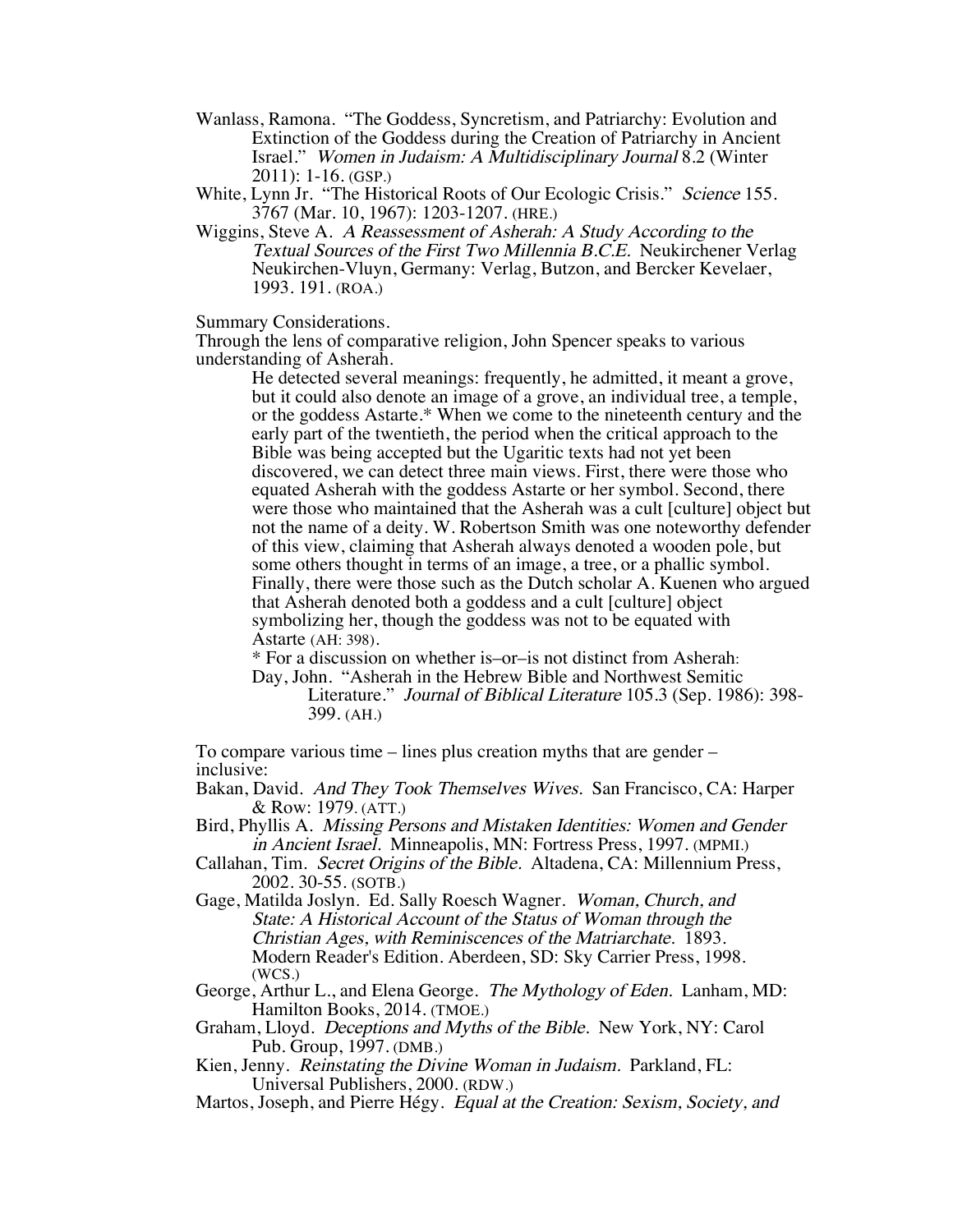Wanlass, Ramona. "The Goddess, Syncretism, and Patriarchy: Evolution and Extinction of the Goddess during the Creation of Patriarchy in Ancient Israel." *Women in Judaism: A Multidisciplinary Journal* 8.2 (Winter 2011): 1-16. (GSP.)

White, Lynn Jr. "The Historical Roots of Our Ecologic Crisis." *Science* 155. 3767 (Mar. 10, 1967): 1203-1207. (HRE.)

Wiggins, Steve A. *A Reassessment of Asherah: A Study According to the Textual Sources of the First Two Millennia B.C.E.* Neukirchener Verlag Neukirchen-Vluyn, Germany: Verlag, Butzon, and Bercker Kevelaer, 1993. 191. (ROA.)

Summary Considerations.

Through the lens of comparative religion, John Spencer speaks to various understanding of Asherah.

> He detected several meanings: frequently, he admitted, it meant a grove, but it could also denote an image of a grove, an individual tree, a temple, or the goddess Astarte.* When we come to the nineteenth century and the early part of the twentieth, the period when the critical approach to the Bible was being accepted but the Ugaritic texts had not yet been discovered, we can detect three main views. First, there were those who equated Asherah with the goddess Astarte or her symbol. Second, there were those who maintained that the Asherah was a cult [culture] object but not the name of a deity. W. Robertson Smith was one noteworthy defender of this view, claiming that Asherah always denoted a wooden pole, but some others thought in terms of an image, a tree, or a phallic symbol. Finally, there were those such as the Dutch scholar A. Kuenen who argued that Asherah denoted both a goddess and a cult [culture] object symbolizing her, though the goddess was not to be equated with Astarte (AH: 398).
>
> \* For a discussion on whether is–or–is not distinct from Asherah:
>
> Day, John. "Asherah in the Hebrew Bible and Northwest Semitic Literature." *Journal of Biblical Literature* 105.3 (Sep. 1986): 398-399. (AH.)

To compare various time – lines plus creation myths that are gender – inclusive:

Bakan, David. *And They Took Themselves Wives.* San Francisco, CA: Harper & Row: 1979. (ATT.)

Bird, Phyllis A. *Missing Persons and Mistaken Identities: Women and Gender in Ancient Israel.* Minneapolis, MN: Fortress Press, 1997. (MPMI.)

Callahan, Tim. *Secret Origins of the Bible.* Altadena, CA: Millennium Press, 2002. 30-55. (SOTB.)

Gage, Matilda Joslyn. Ed. Sally Roesch Wagner. *Woman, Church, and State: A Historical Account of the Status of Woman through the Christian Ages, with Reminiscences of the Matriarchate.* 1893. Modern Reader's Edition. Aberdeen, SD: Sky Carrier Press, 1998. (WCS.)

George, Arthur L., and Elena George. *The Mythology of Eden.* Lanham, MD: Hamilton Books, 2014. (TMOE.)

Graham, Lloyd. *Deceptions and Myths of the Bible.* New York, NY: Carol Pub. Group, 1997. (DMB.)

Kien, Jenny. *Reinstating the Divine Woman in Judaism.* Parkland, FL: Universal Publishers, 2000. (RDW.)

Martos, Joseph, and Pierre Hégy. *Equal at the Creation: Sexism, Society, and*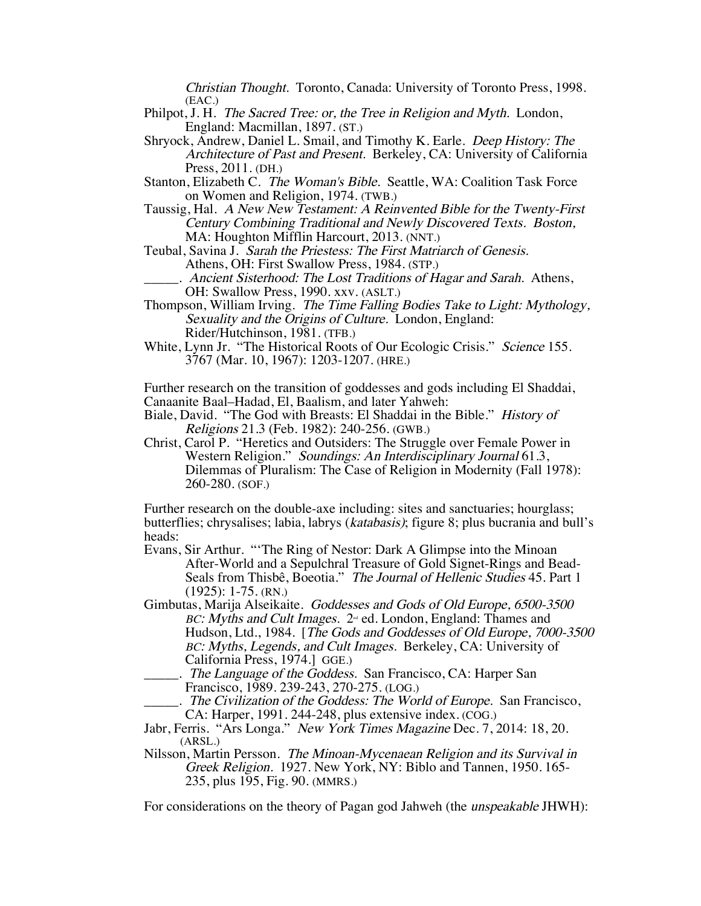*Christian Thought.* Toronto, Canada: University of Toronto Press, 1998. (EAC.)

Philpot, J. H. *The Sacred Tree: or, the Tree in Religion and Myth.* London, England: Macmillan, 1897. (ST.)

Shryock, Andrew, Daniel L. Smail, and Timothy K. Earle. *Deep History: The Architecture of Past and Present.* Berkeley, CA: University of California Press, 2011. (DH.)

Stanton, Elizabeth C. *The Woman's Bible.* Seattle, WA: Coalition Task Force on Women and Religion, 1974. (TWB.)

Taussig, Hal. *A New New Testament: A Reinvented Bible for the Twenty-First Century Combining Traditional and Newly Discovered Texts. Boston,* MA: Houghton Mifflin Harcourt, 2013. (NNT.)

Teubal, Savina J. *Sarah the Priestess: The First Matriarch of Genesis.* Athens, OH: First Swallow Press, 1984. (STP.)

_____. *Ancient Sisterhood: The Lost Traditions of Hagar and Sarah.* Athens, OH: Swallow Press, 1990. xxv. (ASLT.)

Thompson, William Irving. *The Time Falling Bodies Take to Light: Mythology, Sexuality and the Origins of Culture.* London, England: Rider/Hutchinson, 1981. (TFB.)

White, Lynn Jr. "The Historical Roots of Our Ecologic Crisis." *Science* 155. 3767 (Mar. 10, 1967): 1203-1207. (HRE.)

Further research on the transition of goddesses and gods including El Shaddai, Canaanite Baal–Hadad, El, Baalism, and later Yahweh:

Biale, David. "The God with Breasts: El Shaddai in the Bible." *History of Religions* 21.3 (Feb. 1982): 240-256. (GWB.)

Christ, Carol P. "Heretics and Outsiders: The Struggle over Female Power in Western Religion." *Soundings: An Interdisciplinary Journal* 61.3, Dilemmas of Pluralism: The Case of Religion in Modernity (Fall 1978): 260-280. (SOF.)

Further research on the double-axe including: sites and sanctuaries; hourglass; butterflies; chrysalises; labia, labrys (*katabasis)*; figure 8; plus bucrania and bull's heads:

Evans, Sir Arthur. "'The Ring of Nestor: Dark A Glimpse into the Minoan After-World and a Sepulchral Treasure of Gold Signet-Rings and Bead-Seals from Thisbê, Boeotia." *The Journal of Hellenic Studies* 45. Part 1 (1925): 1-75. (RN.)

Gimbutas, Marija Alseikaite. *Goddesses and Gods of Old Europe, 6500-3500 BC: Myths and Cult Images.* 2nd ed. London, England: Thames and Hudson, Ltd., 1984. [*The Gods and Goddesses of Old Europe, 7000-3500 BC: Myths, Legends, and Cult Images.* Berkeley, CA: University of California Press, 1974.] GGE.)

_____. *The Language of the Goddess.* San Francisco, CA: Harper San Francisco, 1989. 239-243, 270-275. (LOG.)

_____. *The Civilization of the Goddess: The World of Europe.* San Francisco, CA: Harper, 1991. 244-248, plus extensive index. (COG.)

Jabr, Ferris. "Ars Longa." *New York Times Magazine* Dec. 7, 2014: 18, 20. (ARSL.)

Nilsson, Martin Persson. *The Minoan-Mycenaean Religion and its Survival in Greek Religion.* 1927. New York, NY: Biblo and Tannen, 1950. 165-235, plus 195, Fig. 90. (MMRS.)

For considerations on the theory of Pagan god Jahweh (the *unspeakable* JHWH):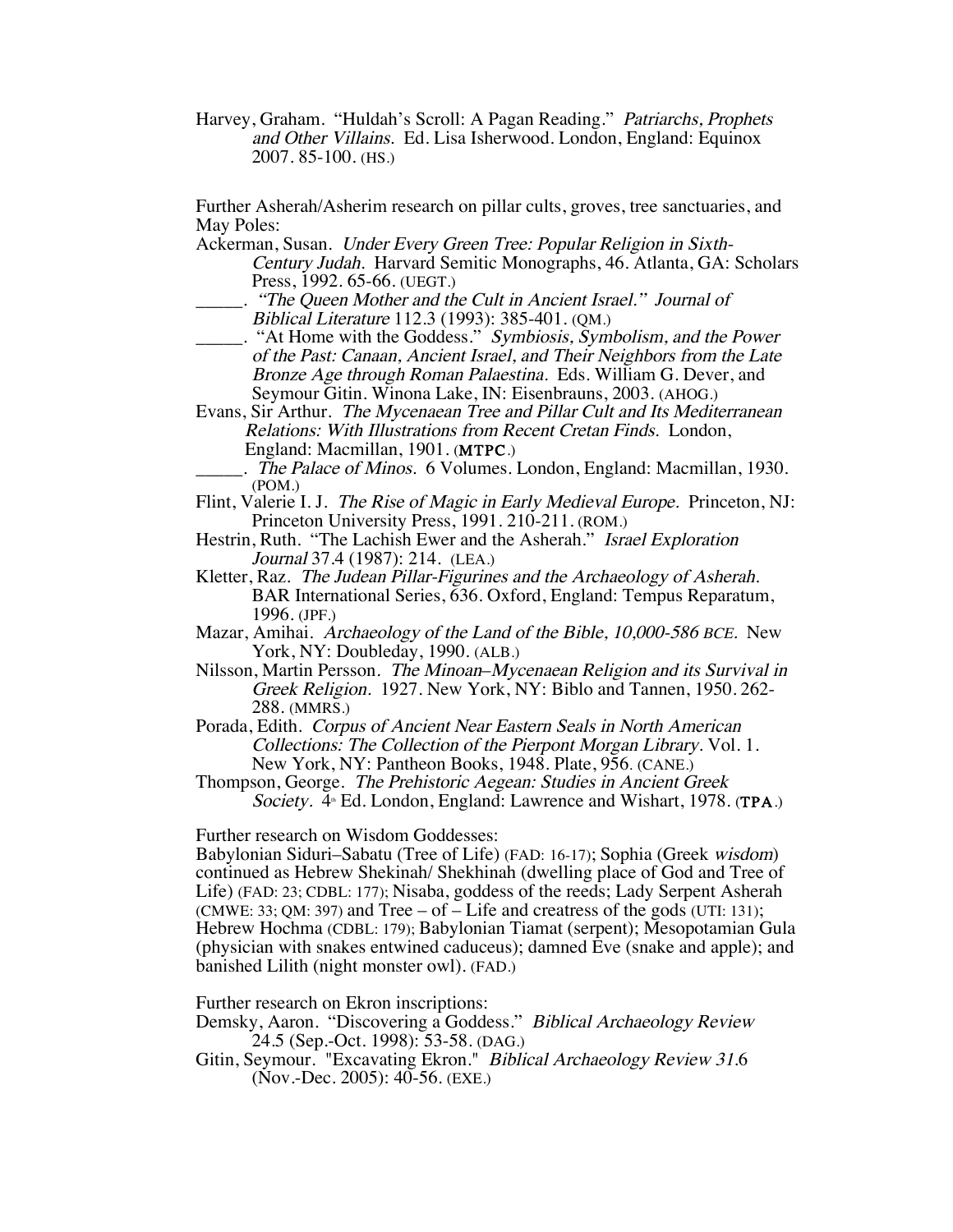Harvey, Graham. "Huldah's Scroll: A Pagan Reading." *Patriarchs, Prophets and Other Villains.* Ed. Lisa Isherwood. London, England: Equinox 2007. 85-100. (HS.)

Further Asherah/Asherim research on pillar cults, groves, tree sanctuaries, and May Poles:

Ackerman, Susan. *Under Every Green Tree: Popular Religion in Sixth-Century Judah.* Harvard Semitic Monographs, 46. Atlanta, GA: Scholars Press, 1992. 65-66. (UEGT.)

_____. *"The Queen Mother and the Cult in Ancient Israel." Journal of Biblical Literature* 112.3 (1993): 385-401. (QM.)

_____. "At Home with the Goddess." *Symbiosis, Symbolism, and the Power of the Past: Canaan, Ancient Israel, and Their Neighbors from the Late Bronze Age through Roman Palaestina.* Eds. William G. Dever, and Seymour Gitin. Winona Lake, IN: Eisenbrauns, 2003. (AHOG.)

Evans, Sir Arthur. *The Mycenaean Tree and Pillar Cult and Its Mediterranean Relations: With Illustrations from Recent Cretan Finds.* London, England: Macmillan, 1901. (**MTPC**.)

_____. *The Palace of Minos.* 6 Volumes. London, England: Macmillan, 1930. (POM.)

Flint, Valerie I. J. *The Rise of Magic in Early Medieval Europe.* Princeton, NJ: Princeton University Press, 1991. 210-211. (ROM.)

Hestrin, Ruth. "The Lachish Ewer and the Asherah." *Israel Exploration Journal* 37.4 (1987): 214. (LEA.)

Kletter, Raz. *The Judean Pillar-Figurines and the Archaeology of Asherah.* BAR International Series, 636. Oxford, England: Tempus Reparatum, 1996. (JPF.)

Mazar, Amihai. *Archaeology of the Land of the Bible, 10,000-586 BCE.* New York, NY: Doubleday, 1990. (ALB.)

Nilsson, Martin Persson. *The Minoan–Mycenaean Religion and its Survival in Greek Religion.* 1927. New York, NY: Biblo and Tannen, 1950. 262-288. (MMRS.)

Porada, Edith. *Corpus of Ancient Near Eastern Seals in North American Collections: The Collection of the Pierpont Morgan Library.* Vol. 1. New York, NY: Pantheon Books, 1948. Plate, 956. (CANE.)

Thompson, George. *The Prehistoric Aegean: Studies in Ancient Greek Society.* 4th Ed. London, England: Lawrence and Wishart, 1978. (**TPA**.)

Further research on Wisdom Goddesses:

Babylonian Siduri–Sabatu (Tree of Life) (FAD: 16-17); Sophia (Greek *wisdom*) continued as Hebrew Shekinah/ Shekhinah (dwelling place of God and Tree of Life) (FAD: 23; CDBL: 177); Nisaba, goddess of the reeds; Lady Serpent Asherah (CMWE: 33; QM: 397) and Tree – of – Life and creatress of the gods (UTI: 131); Hebrew Hochma (CDBL: 179); Babylonian Tiamat (serpent); Mesopotamian Gula (physician with snakes entwined caduceus); damned Eve (snake and apple); and banished Lilith (night monster owl). (FAD.)

Further research on Ekron inscriptions:

Demsky, Aaron. "Discovering a Goddess." *Biblical Archaeology Review* 24.5 (Sep.-Oct. 1998): 53-58. (DAG.)

Gitin, Seymour. "Excavating Ekron." *Biblical Archaeology Review 31*.6 (Nov.-Dec. 2005): 40-56. (EXE.)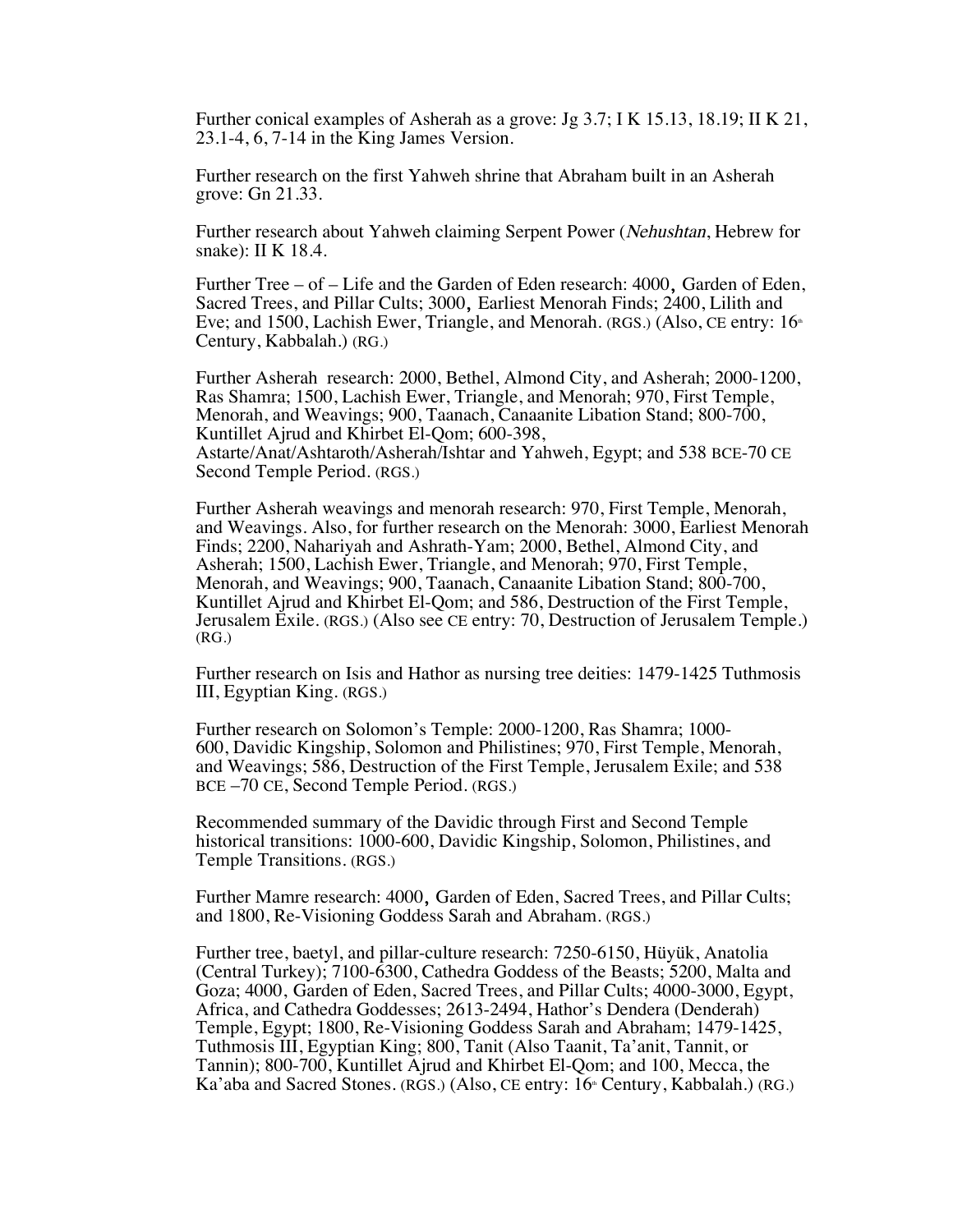Further conical examples of Asherah as a grove: Jg 3.7; I K 15.13, 18.19; II K 21, 23.1-4, 6, 7-14 in the King James Version.

Further research on the first Yahweh shrine that Abraham built in an Asherah grove: Gn 21.33.

Further research about Yahweh claiming Serpent Power (*Nehushtan*, Hebrew for snake): II K 18.4.

Further Tree – of – Life and the Garden of Eden research: 4000, Garden of Eden, Sacred Trees, and Pillar Cults; 3000, Earliest Menorah Finds; 2400, Lilith and Eve; and 1500, Lachish Ewer, Triangle, and Menorah. (RGS.) (Also, CE entry: 16th Century, Kabbalah.) (RG.)

Further Asherah research: 2000, Bethel, Almond City, and Asherah; 2000-1200, Ras Shamra; 1500, Lachish Ewer, Triangle, and Menorah; 970, First Temple, Menorah, and Weavings; 900, Taanach, Canaanite Libation Stand; 800-700, Kuntillet Ajrud and Khirbet El-Qom; 600-398, Astarte/Anat/Ashtaroth/Asherah/Ishtar and Yahweh, Egypt; and 538 BCE-70 CE Second Temple Period. (RGS.)

Further Asherah weavings and menorah research: 970, First Temple, Menorah, and Weavings. Also, for further research on the Menorah: 3000, Earliest Menorah Finds; 2200, Nahariyah and Ashrath-Yam; 2000, Bethel, Almond City, and Asherah; 1500, Lachish Ewer, Triangle, and Menorah; 970, First Temple, Menorah, and Weavings; 900, Taanach, Canaanite Libation Stand; 800-700, Kuntillet Ajrud and Khirbet El-Qom; and 586, Destruction of the First Temple, Jerusalem Exile. (RGS.) (Also see CE entry: 70, Destruction of Jerusalem Temple.) (RG.)

Further research on Isis and Hathor as nursing tree deities: 1479-1425 Tuthmosis III, Egyptian King. (RGS.)

Further research on Solomon's Temple: 2000-1200, Ras Shamra; 1000-600, Davidic Kingship, Solomon and Philistines; 970, First Temple, Menorah, and Weavings; 586, Destruction of the First Temple, Jerusalem Exile; and 538 BCE –70 CE, Second Temple Period. (RGS.)

Recommended summary of the Davidic through First and Second Temple historical transitions: 1000-600, Davidic Kingship, Solomon, Philistines, and Temple Transitions. (RGS.)

Further Mamre research: 4000, Garden of Eden, Sacred Trees, and Pillar Cults; and 1800, Re-Visioning Goddess Sarah and Abraham. (RGS.)

Further tree, baetyl, and pillar-culture research: 7250-6150, Hüyük, Anatolia (Central Turkey); 7100-6300, Cathedra Goddess of the Beasts; 5200, Malta and Goza; 4000, Garden of Eden, Sacred Trees, and Pillar Cults; 4000-3000, Egypt, Africa, and Cathedra Goddesses; 2613-2494, Hathor's Dendera (Denderah) Temple, Egypt; 1800, Re-Visioning Goddess Sarah and Abraham; 1479-1425, Tuthmosis III, Egyptian King; 800, Tanit (Also Taanit, Ta'anit, Tannit, or Tannin); 800-700, Kuntillet Ajrud and Khirbet El-Qom; and 100, Mecca, the Ka'aba and Sacred Stones. (RGS.) (Also, CE entry: 16th Century, Kabbalah.) (RG.)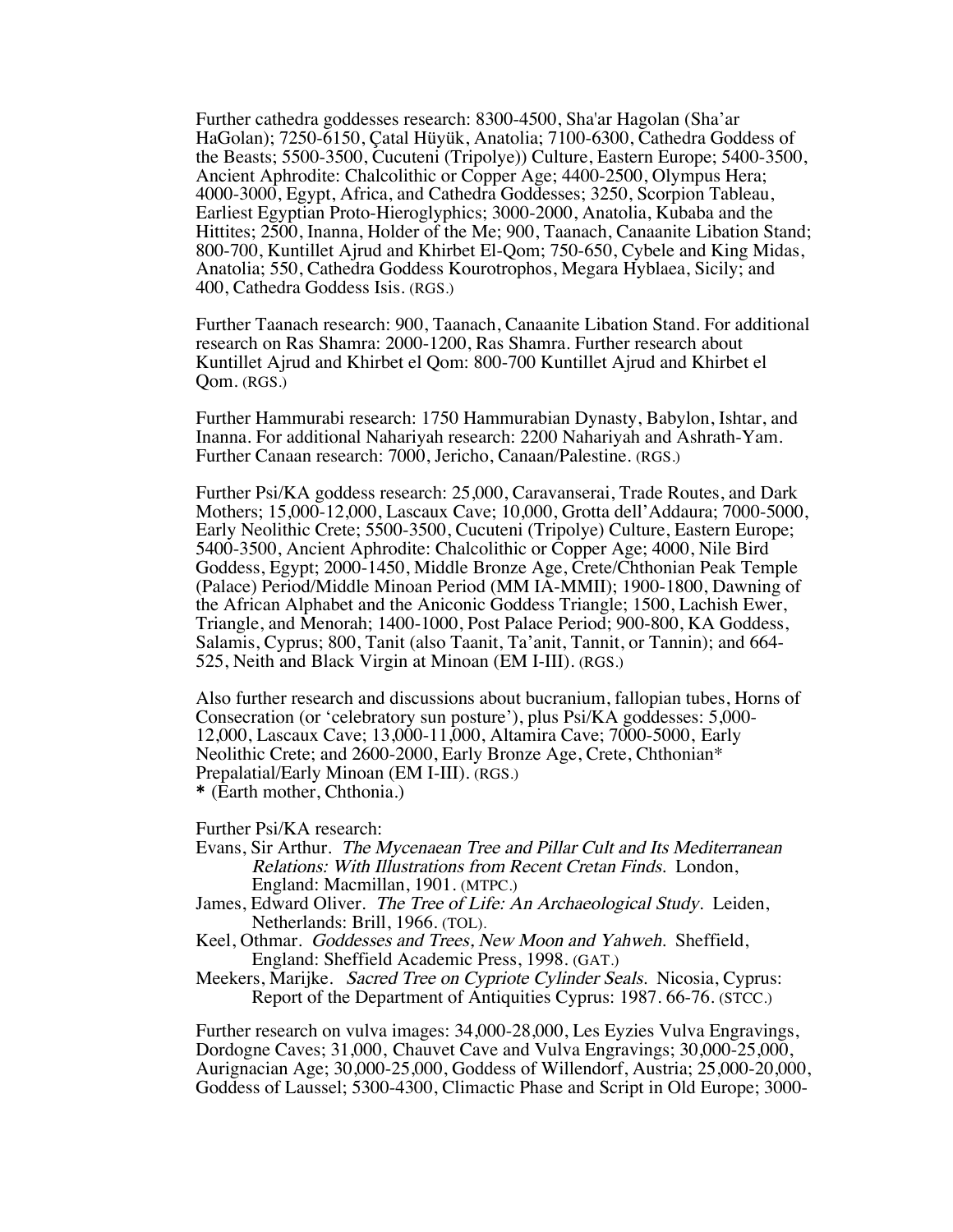Further cathedra goddesses research: 8300-4500, Sha'ar Hagolan (Sha'ar HaGolan); 7250-6150, Çatal Hüyük, Anatolia; 7100-6300, Cathedra Goddess of the Beasts; 5500-3500, Cucuteni (Tripolye)) Culture, Eastern Europe; 5400-3500, Ancient Aphrodite: Chalcolithic or Copper Age; 4400-2500, Olympus Hera; 4000-3000, Egypt, Africa, and Cathedra Goddesses; 3250, Scorpion Tableau, Earliest Egyptian Proto-Hieroglyphics; 3000-2000, Anatolia, Kubaba and the Hittites; 2500, Inanna, Holder of the Me; 900, Taanach, Canaanite Libation Stand; 800-700, Kuntillet Ajrud and Khirbet El-Qom; 750-650, Cybele and King Midas, Anatolia; 550, Cathedra Goddess Kourotrophos, Megara Hyblaea, Sicily; and 400, Cathedra Goddess Isis. (RGS.)

Further Taanach research: 900, Taanach, Canaanite Libation Stand. For additional research on Ras Shamra: 2000-1200, Ras Shamra. Further research about Kuntillet Ajrud and Khirbet el Qom: 800-700 Kuntillet Ajrud and Khirbet el Qom. (RGS.)

Further Hammurabi research: 1750 Hammurabian Dynasty, Babylon, Ishtar, and Inanna. For additional Nahariyah research: 2200 Nahariyah and Ashrath-Yam. Further Canaan research: 7000, Jericho, Canaan/Palestine. (RGS.)

Further Psi/KA goddess research: 25,000, Caravanserai, Trade Routes, and Dark Mothers; 15,000-12,000, Lascaux Cave; 10,000, Grotta dell'Addaura; 7000-5000, Early Neolithic Crete; 5500-3500, Cucuteni (Tripolye) Culture, Eastern Europe; 5400-3500, Ancient Aphrodite: Chalcolithic or Copper Age; 4000, Nile Bird Goddess, Egypt; 2000-1450, Middle Bronze Age, Crete/Chthonian Peak Temple (Palace) Period/Middle Minoan Period (MM IA-MMII); 1900-1800, Dawning of the African Alphabet and the Aniconic Goddess Triangle; 1500, Lachish Ewer, Triangle, and Menorah; 1400-1000, Post Palace Period; 900-800, KA Goddess, Salamis, Cyprus; 800, Tanit (also Taanit, Ta'anit, Tannit, or Tannin); and 664-525, Neith and Black Virgin at Minoan (EM I-III). (RGS.)

Also further research and discussions about bucranium, fallopian tubes, Horns of Consecration (or 'celebratory sun posture'), plus Psi/KA goddesses: 5,000-12,000, Lascaux Cave; 13,000-11,000, Altamira Cave; 7000-5000, Early Neolithic Crete; and 2600-2000, Early Bronze Age, Crete, Chthonian* Prepalatial/Early Minoan (EM I-III). (RGS.)
* (Earth mother, Chthonia.)

Further Psi/KA research:

- Evans, Sir Arthur. *The Mycenaean Tree and Pillar Cult and Its Mediterranean Relations: With Illustrations from Recent Cretan Finds.* London, England: Macmillan, 1901. (MTPC.)
- James, Edward Oliver. *The Tree of Life: An Archaeological Study.* Leiden, Netherlands: Brill, 1966. (TOL).
- Keel, Othmar. *Goddesses and Trees, New Moon and Yahweh.* Sheffield, England: Sheffield Academic Press, 1998. (GAT.)
- Meekers, Marijke. *Sacred Tree on Cypriote Cylinder Seals.* Nicosia, Cyprus: Report of the Department of Antiquities Cyprus: 1987. 66-76. (STCC.)

Further research on vulva images: 34,000-28,000, Les Eyzies Vulva Engravings, Dordogne Caves; 31,000, Chauvet Cave and Vulva Engravings; 30,000-25,000, Aurignacian Age; 30,000-25,000, Goddess of Willendorf, Austria; 25,000-20,000, Goddess of Laussel; 5300-4300, Climactic Phase and Script in Old Europe; 3000-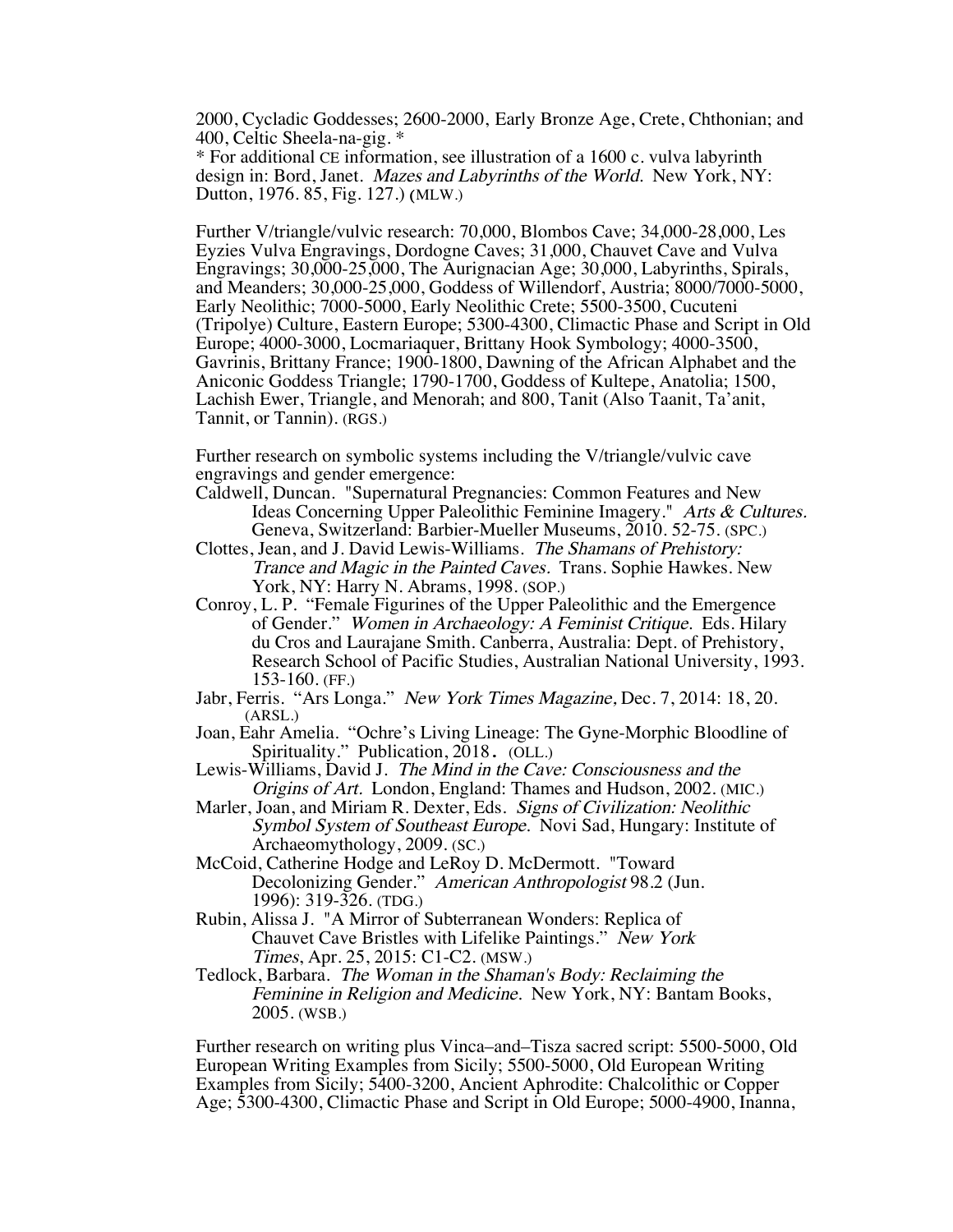2000, Cycladic Goddesses; 2600-2000, Early Bronze Age, Crete, Chthonian; and 400, Celtic Sheela-na-gig. *
* For additional CE information, see illustration of a 1600 c. vulva labyrinth design in: Bord, Janet. *Mazes and Labyrinths of the World.* New York, NY: Dutton, 1976. 85, Fig. 127.) (MLW.)

Further V/triangle/vulvic research: 70,000, Blombos Cave; 34,000-28,000, Les Eyzies Vulva Engravings, Dordogne Caves; 31,000, Chauvet Cave and Vulva Engravings; 30,000-25,000, The Aurignacian Age; 30,000, Labyrinths, Spirals, and Meanders; 30,000-25,000, Goddess of Willendorf, Austria; 8000/7000-5000, Early Neolithic; 7000-5000, Early Neolithic Crete; 5500-3500, Cucuteni (Tripolye) Culture, Eastern Europe; 5300-4300, Climactic Phase and Script in Old Europe; 4000-3000, Locmariaquer, Brittany Hook Symbology; 4000-3500, Gavrinis, Brittany France; 1900-1800, Dawning of the African Alphabet and the Aniconic Goddess Triangle; 1790-1700, Goddess of Kultepe, Anatolia; 1500, Lachish Ewer, Triangle, and Menorah; and 800, Tanit (Also Taanit, Ta'anit, Tannit, or Tannin). (RGS.)

Further research on symbolic systems including the V/triangle/vulvic cave engravings and gender emergence:

Caldwell, Duncan. "Supernatural Pregnancies: Common Features and New Ideas Concerning Upper Paleolithic Feminine Imagery." *Arts & Cultures.* Geneva, Switzerland: Barbier-Mueller Museums, 2010. 52-75. (SPC.)

Clottes, Jean, and J. David Lewis-Williams. *The Shamans of Prehistory: Trance and Magic in the Painted Caves.* Trans. Sophie Hawkes. New York, NY: Harry N. Abrams, 1998. (SOP.)

Conroy, L. P. "Female Figurines of the Upper Paleolithic and the Emergence of Gender." *Women in Archaeology: A Feminist Critique.* Eds. Hilary du Cros and Laurajane Smith. Canberra, Australia: Dept. of Prehistory, Research School of Pacific Studies, Australian National University, 1993. 153-160. (FF.)

Jabr, Ferris. "Ars Longa." *New York Times Magazine,* Dec. 7, 2014: 18, 20. (ARSL.)

Joan, Eahr Amelia. "Ochre's Living Lineage: The Gyne-Morphic Bloodline of Spirituality." Publication, 2018. (OLL.)

Lewis-Williams, David J. *The Mind in the Cave: Consciousness and the Origins of Art.* London, England: Thames and Hudson, 2002. (MIC.)

Marler, Joan, and Miriam R. Dexter, Eds. *Signs of Civilization: Neolithic Symbol System of Southeast Europe.* Novi Sad, Hungary: Institute of Archaeomythology, 2009. (SC.)

McCoid, Catherine Hodge and LeRoy D. McDermott. "Toward Decolonizing Gender." *American Anthropologist* 98.2 (Jun. 1996): 319-326. (TDG.)

Rubin, Alissa J. "A Mirror of Subterranean Wonders: Replica of Chauvet Cave Bristles with Lifelike Paintings." *New York Times*, Apr. 25, 2015: C1-C2. (MSW.)

Tedlock, Barbara. *The Woman in the Shaman's Body: Reclaiming the Feminine in Religion and Medicine.* New York, NY: Bantam Books, 2005. (WSB.)

Further research on writing plus Vinca–and–Tisza sacred script: 5500-5000, Old European Writing Examples from Sicily; 5500-5000, Old European Writing Examples from Sicily; 5400-3200, Ancient Aphrodite: Chalcolithic or Copper Age; 5300-4300, Climactic Phase and Script in Old Europe; 5000-4900, Inanna,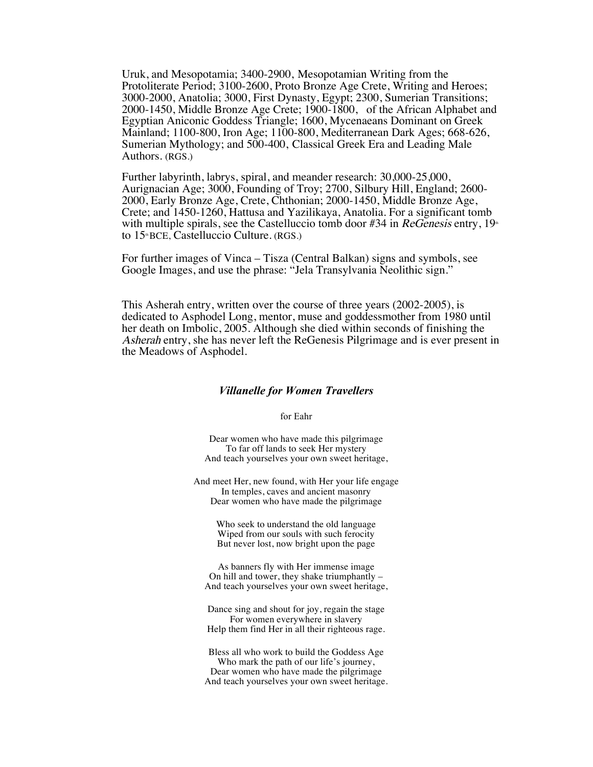Uruk, and Mesopotamia; 3400-2900, Mesopotamian Writing from the Protoliterate Period; 3100-2600, Proto Bronze Age Crete, Writing and Heroes; 3000-2000, Anatolia; 3000, First Dynasty, Egypt; 2300, Sumerian Transitions; 2000-1450, Middle Bronze Age Crete; 1900-1800,  of the African Alphabet and Egyptian Aniconic Goddess Triangle; 1600, Mycenaeans Dominant on Greek Mainland; 1100-800, Iron Age; 1100-800, Mediterranean Dark Ages; 668-626, Sumerian Mythology; and 500-400, Classical Greek Era and Leading Male Authors. (RGS.)

Further labyrinth, labrys, spiral, and meander research: 30,000-25,000, Aurignacian Age; 3000, Founding of Troy; 2700, Silbury Hill, England; 2600-2000, Early Bronze Age, Crete, Chthonian; 2000-1450, Middle Bronze Age, Crete; and 1450-1260, Hattusa and Yazilikaya, Anatolia. For a significant tomb with multiple spirals, see the Castelluccio tomb door #34 in *ReGenesis* entry, 19th to 15th BCE, Castelluccio Culture. (RGS.)

For further images of Vinca – Tisza (Central Balkan) signs and symbols, see Google Images, and use the phrase: "Jela Transylvania Neolithic sign."

This Asherah entry, written over the course of three years (2002-2005), is dedicated to Asphodel Long, mentor, muse and goddessmother from 1980 until her death on Imbolic, 2005. Although she died within seconds of finishing the *Asherah* entry, she has never left the ReGenesis Pilgrimage and is ever present in the Meadows of Asphodel.

### *Villanelle for Women Travellers*

for Eahr

Dear women who have made this pilgrimage  
To far off lands to seek Her mystery  
And teach yourselves your own sweet heritage,

And meet Her, new found, with Her your life engage  
In temples, caves and ancient masonry  
Dear women who have made the pilgrimage

Who seek to understand the old language  
Wiped from our souls with such ferocity  
But never lost, now bright upon the page

As banners fly with Her immense image  
On hill and tower, they shake triumphantly –  
And teach yourselves your own sweet heritage,

Dance sing and shout for joy, regain the stage  
For women everywhere in slavery  
Help them find Her in all their righteous rage.

Bless all who work to build the Goddess Age  
Who mark the path of our life's journey,  
Dear women who have made the pilgrimage  
And teach yourselves your own sweet heritage.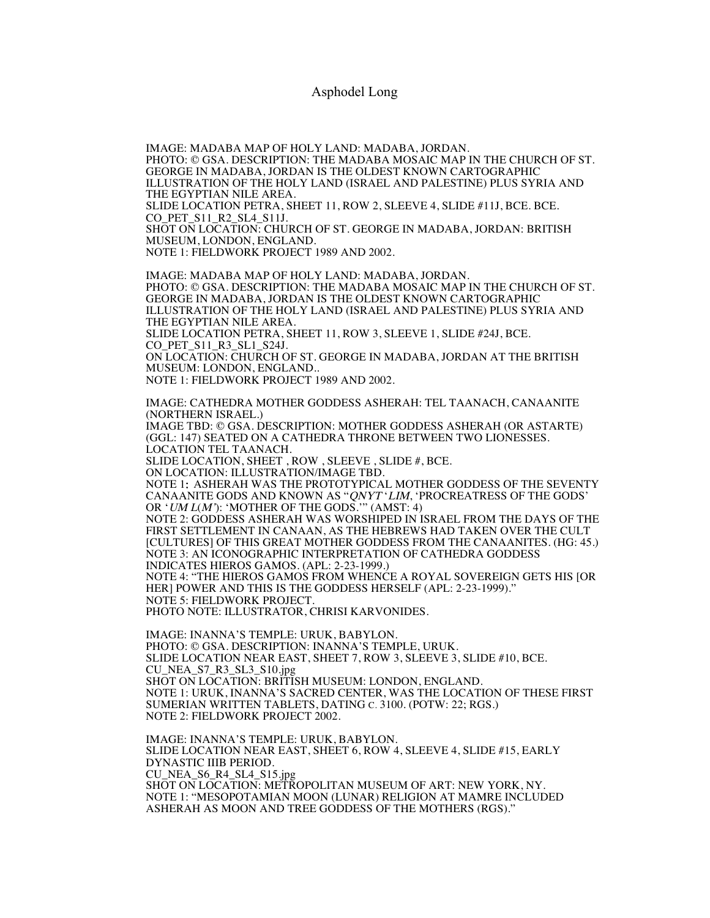IMAGE: MADABA MAP OF HOLY LAND: MADABA, JORDAN.
PHOTO: © GSA. DESCRIPTION: THE MADABA MOSAIC MAP IN THE CHURCH OF ST. GEORGE IN MADABA, JORDAN IS THE OLDEST KNOWN CARTOGRAPHIC ILLUSTRATION OF THE HOLY LAND (ISRAEL AND PALESTINE) PLUS SYRIA AND THE EGYPTIAN NILE AREA.
SLIDE LOCATION PETRA, SHEET 11, ROW 2, SLEEVE 4, SLIDE #11J, BCE. BCE.
CO_PET_S11_R2_SL4_S11J.
SHOT ON LOCATION: CHURCH OF ST. GEORGE IN MADABA, JORDAN: BRITISH MUSEUM, LONDON, ENGLAND.
NOTE 1: FIELDWORK PROJECT 1989 AND 2002.

IMAGE: MADABA MAP OF HOLY LAND: MADABA, JORDAN.
PHOTO: © GSA. DESCRIPTION: THE MADABA MOSAIC MAP IN THE CHURCH OF ST. GEORGE IN MADABA, JORDAN IS THE OLDEST KNOWN CARTOGRAPHIC ILLUSTRATION OF THE HOLY LAND (ISRAEL AND PALESTINE) PLUS SYRIA AND THE EGYPTIAN NILE AREA.
SLIDE LOCATION PETRA, SHEET 11, ROW 3, SLEEVE 1, SLIDE #24J, BCE.
CO_PET_S11_R3_SL1_S24J.
ON LOCATION: CHURCH OF ST. GEORGE IN MADABA, JORDAN AT THE BRITISH MUSEUM: LONDON, ENGLAND..
NOTE 1: FIELDWORK PROJECT 1989 AND 2002.

IMAGE: CATHEDRA MOTHER GODDESS ASHERAH: TEL TAANACH, CANAANITE (NORTHERN ISRAEL.)
IMAGE TBD: © GSA. DESCRIPTION: MOTHER GODDESS ASHERAH (OR ASTARTE) (GGL: 147) SEATED ON A CATHEDRA THRONE BETWEEN TWO LIONESSES. LOCATION TEL TAANACH.
SLIDE LOCATION, SHEET , ROW , SLEEVE , SLIDE #, BCE.
ON LOCATION: ILLUSTRATION/IMAGE TBD.
NOTE 1: ASHERAH WAS THE PROTOTYPICAL MOTHER GODDESS OF THE SEVENTY CANAANITE GODS AND KNOWN AS "*QNYT* '*LIM*, 'PROCREATRESS OF THE GODS' OR '*UM L*(*M'*): 'MOTHER OF THE GODS.'" (AMST: 4)
NOTE 2: GODDESS ASHERAH WAS WORSHIPED IN ISRAEL FROM THE DAYS OF THE FIRST SETTLEMENT IN CANAAN, AS THE HEBREWS HAD TAKEN OVER THE CULT [CULTURES] OF THIS GREAT MOTHER GODDESS FROM THE CANAANITES. (HG: 45.)
NOTE 3: AN ICONOGRAPHIC INTERPRETATION OF CATHEDRA GODDESS INDICATES HIEROS GAMOS. (APL: 2-23-1999.)
NOTE 4: "THE HIEROS GAMOS FROM WHENCE A ROYAL SOVEREIGN GETS HIS [OR HER] POWER AND THIS IS THE GODDESS HERSELF (APL: 2-23-1999)."
NOTE 5: FIELDWORK PROJECT.
PHOTO NOTE: ILLUSTRATOR, CHRISI KARVONIDES.

IMAGE: INANNA'S TEMPLE: URUK, BABYLON.
PHOTO: © GSA. DESCRIPTION: INANNA'S TEMPLE, URUK.
SLIDE LOCATION NEAR EAST, SHEET 7, ROW 3, SLEEVE 3, SLIDE #10, BCE.
CU_NEA_S7_R3_SL3_S10.jpg
SHOT ON LOCATION: BRITISH MUSEUM: LONDON, ENGLAND.
NOTE 1: URUK, INANNA'S SACRED CENTER, WAS THE LOCATION OF THESE FIRST SUMERIAN WRITTEN TABLETS, DATING C. 3100. (POTW: 22; RGS.)
NOTE 2: FIELDWORK PROJECT 2002.

IMAGE: INANNA'S TEMPLE: URUK, BABYLON.
SLIDE LOCATION NEAR EAST, SHEET 6, ROW 4, SLEEVE 4, SLIDE #15, EARLY DYNASTIC IIIB PERIOD.
CU_NEA_S6_R4_SL4_S15.jpg
SHOT ON LOCATION: METROPOLITAN MUSEUM OF ART: NEW YORK, NY.
NOTE 1: "MESOPOTAMIAN MOON (LUNAR) RELIGION AT MAMRE INCLUDED ASHERAH AS MOON AND TREE GODDESS OF THE MOTHERS (RGS)."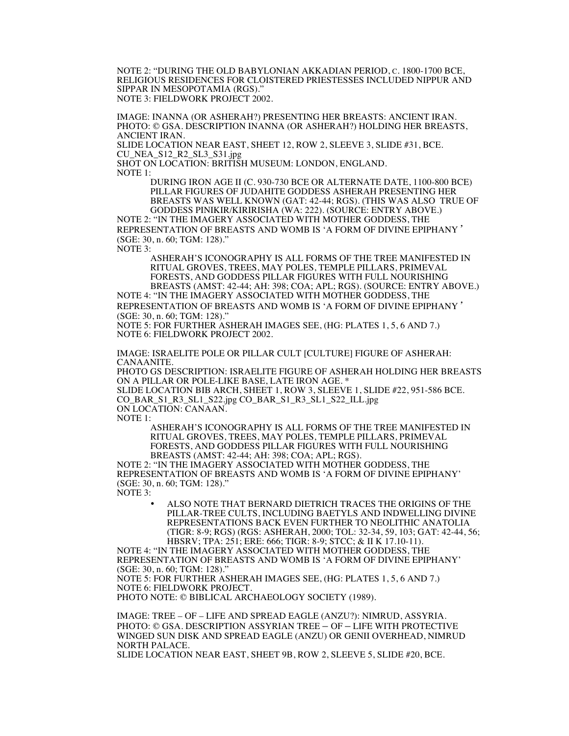NOTE 2: "DURING THE OLD BABYLONIAN AKKADIAN PERIOD, C. 1800-1700 BCE, RELIGIOUS RESIDENCES FOR CLOISTERED PRIESTESSES INCLUDED NIPPUR AND SIPPAR IN MESOPOTAMIA (RGS)."
NOTE 3: FIELDWORK PROJECT 2002.

IMAGE: INANNA (OR ASHERAH?) PRESENTING HER BREASTS: ANCIENT IRAN.
PHOTO: © GSA. DESCRIPTION INANNA (OR ASHERAH?) HOLDING HER BREASTS, ANCIENT IRAN.
SLIDE LOCATION NEAR EAST, SHEET 12, ROW 2, SLEEVE 3, SLIDE #31, BCE.
CU_NEA_S12_R2_SL3_S31.jpg
SHOT ON LOCATION: BRITISH MUSEUM: LONDON, ENGLAND.
NOTE 1:

> DURING IRON AGE II (C. 930-730 BCE OR ALTERNATE DATE, 1100-800 BCE) PILLAR FIGURES OF JUDAHITE GODDESS ASHERAH PRESENTING HER BREASTS WAS WELL KNOWN (GAT: 42-44; RGS). (THIS WAS ALSO TRUE OF GODDESS PINIKIR/KIRIRISHA (WA: 222). (SOURCE: ENTRY ABOVE.)

NOTE 2: "IN THE IMAGERY ASSOCIATED WITH MOTHER GODDESS, THE REPRESENTATION OF BREASTS AND WOMB IS 'A FORM OF DIVINE EPIPHANY' (SGE: 30, n. 60; TGM: 128)."
NOTE 3:

> ASHERAH'S ICONOGRAPHY IS ALL FORMS OF THE TREE MANIFESTED IN RITUAL GROVES, TREES, MAY POLES, TEMPLE PILLARS, PRIMEVAL FORESTS, AND GODDESS PILLAR FIGURES WITH FULL NOURISHING BREASTS (AMST: 42-44; AH: 398; COA; APL; RGS). (SOURCE: ENTRY ABOVE.)

NOTE 4: "IN THE IMAGERY ASSOCIATED WITH MOTHER GODDESS, THE REPRESENTATION OF BREASTS AND WOMB IS 'A FORM OF DIVINE EPIPHANY' (SGE: 30, n. 60; TGM: 128)."
NOTE 5: FOR FURTHER ASHERAH IMAGES SEE, (HG: PLATES 1, 5, 6 AND 7.)
NOTE 6: FIELDWORK PROJECT 2002.

IMAGE: ISRAELITE POLE OR PILLAR CULT [CULTURE] FIGURE OF ASHERAH: CANAANITE.
PHOTO GS DESCRIPTION: ISRAELITE FIGURE OF ASHERAH HOLDING HER BREASTS ON A PILLAR OR POLE-LIKE BASE, LATE IRON AGE. *
SLIDE LOCATION BIB ARCH, SHEET 1, ROW 3, SLEEVE 1, SLIDE #22, 951-586 BCE.
CO_BAR_S1_R3_SL1_S22.jpg CO_BAR_S1_R3_SL1_S22_ILL.jpg
ON LOCATION: CANAAN.
NOTE 1:

> ASHERAH'S ICONOGRAPHY IS ALL FORMS OF THE TREE MANIFESTED IN RITUAL GROVES, TREES, MAY POLES, TEMPLE PILLARS, PRIMEVAL FORESTS, AND GODDESS PILLAR FIGURES WITH FULL NOURISHING BREASTS (AMST: 42-44; AH: 398; COA; APL; RGS).

NOTE 2: "IN THE IMAGERY ASSOCIATED WITH MOTHER GODDESS, THE REPRESENTATION OF BREASTS AND WOMB IS 'A FORM OF DIVINE EPIPHANY' (SGE: 30, n. 60; TGM: 128)."
NOTE 3:

- ALSO NOTE THAT BERNARD DIETRICH TRACES THE ORIGINS OF THE PILLAR-TREE CULTS, INCLUDING BAETYLS AND INDWELLING DIVINE REPRESENTATIONS BACK EVEN FURTHER TO NEOLITHIC ANATOLIA (TIGR: 8-9; RGS) (RGS: ASHERAH, 2000; TOL: 32-34, 59, 103; GAT: 42-44, 56; HBSRV; TPA: 251; ERE: 666; TIGR: 8-9; STCC; & II K 17.10-11).

NOTE 4: "IN THE IMAGERY ASSOCIATED WITH MOTHER GODDESS, THE REPRESENTATION OF BREASTS AND WOMB IS 'A FORM OF DIVINE EPIPHANY' (SGE: 30, n. 60; TGM: 128)."
NOTE 5: FOR FURTHER ASHERAH IMAGES SEE, (HG: PLATES 1, 5, 6 AND 7.)
NOTE 6: FIELDWORK PROJECT.
PHOTO NOTE: © BIBLICAL ARCHAEOLOGY SOCIETY (1989).

IMAGE: TREE – OF – LIFE AND SPREAD EAGLE (ANZU?): NIMRUD, ASSYRIA.
PHOTO: © GSA. DESCRIPTION ASSYRIAN TREE – OF – LIFE WITH PROTECTIVE WINGED SUN DISK AND SPREAD EAGLE (ANZU) OR GENII OVERHEAD, NIMRUD NORTH PALACE.
SLIDE LOCATION NEAR EAST, SHEET 9B, ROW 2, SLEEVE 5, SLIDE #20, BCE.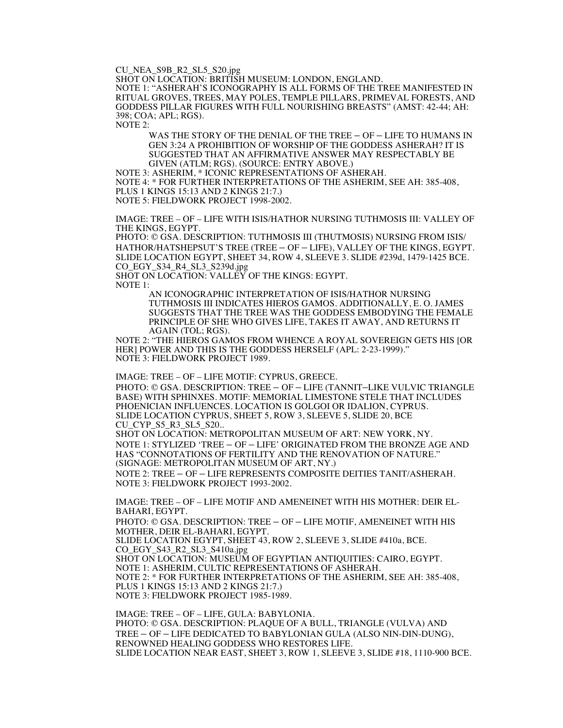CU_NEA_S9B_R2_SL5_S20.jpg
SHOT ON LOCATION: BRITISH MUSEUM: LONDON, ENGLAND.
NOTE 1: "ASHERAH'S ICONOGRAPHY IS ALL FORMS OF THE TREE MANIFESTED IN RITUAL GROVES, TREES, MAY POLES, TEMPLE PILLARS, PRIMEVAL FORESTS, AND GODDESS PILLAR FIGURES WITH FULL NOURISHING BREASTS" (AMST: 42-44; AH: 398; COA; APL; RGS).
NOTE 2:

> WAS THE STORY OF THE DENIAL OF THE TREE – OF – LIFE TO HUMANS IN GEN 3:24 A PROHIBITION OF WORSHIP OF THE GODDESS ASHERAH? IT IS SUGGESTED THAT AN AFFIRMATIVE ANSWER MAY RESPECTABLY BE GIVEN (ATLM; RGS). (SOURCE: ENTRY ABOVE.)

NOTE 3: ASHERIM, * ICONIC REPRESENTATIONS OF ASHERAH.
NOTE 4: * FOR FURTHER INTERPRETATIONS OF THE ASHERIM, SEE AH: 385-408, PLUS 1 KINGS 15:13 AND 2 KINGS 21:7.)
NOTE 5: FIELDWORK PROJECT 1998-2002.

IMAGE: TREE – OF – LIFE WITH ISIS/HATHOR NURSING TUTHMOSIS III: VALLEY OF THE KINGS, EGYPT.
PHOTO: © GSA. DESCRIPTION: TUTHMOSIS III (THUTMOSIS) NURSING FROM ISIS/ HATHOR/HATSHEPSUT'S TREE (TREE – OF – LIFE), VALLEY OF THE KINGS, EGYPT. SLIDE LOCATION EGYPT, SHEET 34, ROW 4, SLEEVE 3. SLIDE #239d, 1479-1425 BCE.
CO_EGY_S34_R4_SL3_S239d.jpg
SHOT ON LOCATION: VALLEY OF THE KINGS: EGYPT.
NOTE 1:

> AN ICONOGRAPHIC INTERPRETATION OF ISIS/HATHOR NURSING TUTHMOSIS III INDICATES HIEROS GAMOS. ADDITIONALLY, E. O. JAMES SUGGESTS THAT THE TREE WAS THE GODDESS EMBODYING THE FEMALE PRINCIPLE OF SHE WHO GIVES LIFE, TAKES IT AWAY, AND RETURNS IT AGAIN (TOL; RGS).

NOTE 2: "THE HIEROS GAMOS FROM WHENCE A ROYAL SOVEREIGN GETS HIS [OR HER] POWER AND THIS IS THE GODDESS HERSELF (APL: 2-23-1999)."
NOTE 3: FIELDWORK PROJECT 1989.

IMAGE: TREE – OF – LIFE MOTIF: CYPRUS, GREECE.
PHOTO: © GSA. DESCRIPTION: TREE – OF – LIFE (TANNIT–LIKE VULVIC TRIANGLE BASE) WITH SPHINXES. MOTIF: MEMORIAL LIMESTONE STELE THAT INCLUDES PHOENICIAN INFLUENCES. LOCATION IS GOLGOI OR IDALION, CYPRUS.
SLIDE LOCATION CYPRUS, SHEET 5, ROW 3, SLEEVE 5, SLIDE 20, BCE
CU_CYP_S5_R3_SL5_S20..
SHOT ON LOCATION: METROPOLITAN MUSEUM OF ART: NEW YORK, NY.
NOTE 1: STYLIZED 'TREE – OF – LIFE' ORIGINATED FROM THE BRONZE AGE AND HAS "CONNOTATIONS OF FERTILITY AND THE RENOVATION OF NATURE." (SIGNAGE: METROPOLITAN MUSEUM OF ART, NY.)
NOTE 2: TREE – OF – LIFE REPRESENTS COMPOSITE DEITIES TANIT/ASHERAH.
NOTE 3: FIELDWORK PROJECT 1993-2002.

IMAGE: TREE – OF – LIFE MOTIF AND AMENEINET WITH HIS MOTHER: DEIR EL-BAHARI, EGYPT.
PHOTO: © GSA. DESCRIPTION: TREE – OF – LIFE MOTIF, AMENEINET WITH HIS MOTHER, DEIR EL-BAHARI, EGYPT.
SLIDE LOCATION EGYPT, SHEET 43, ROW 2, SLEEVE 3, SLIDE #410a, BCE.
CO_EGY_S43_R2_SL3_S410a.jpg
SHOT ON LOCATION: MUSEUM OF EGYPTIAN ANTIQUITIES: CAIRO, EGYPT.
NOTE 1: ASHERIM, CULTIC REPRESENTATIONS OF ASHERAH.
NOTE 2: * FOR FURTHER INTERPRETATIONS OF THE ASHERIM, SEE AH: 385-408, PLUS 1 KINGS 15:13 AND 2 KINGS 21:7.)
NOTE 3: FIELDWORK PROJECT 1985-1989.

IMAGE: TREE – OF – LIFE, GULA: BABYLONIA.
PHOTO: © GSA. DESCRIPTION: PLAQUE OF A BULL, TRIANGLE (VULVA) AND TREE – OF – LIFE DEDICATED TO BABYLONIAN GULA (ALSO NIN-DIN-DUNG), RENOWNED HEALING GODDESS WHO RESTORES LIFE.
SLIDE LOCATION NEAR EAST, SHEET 3, ROW 1, SLEEVE 3, SLIDE #18, 1110-900 BCE.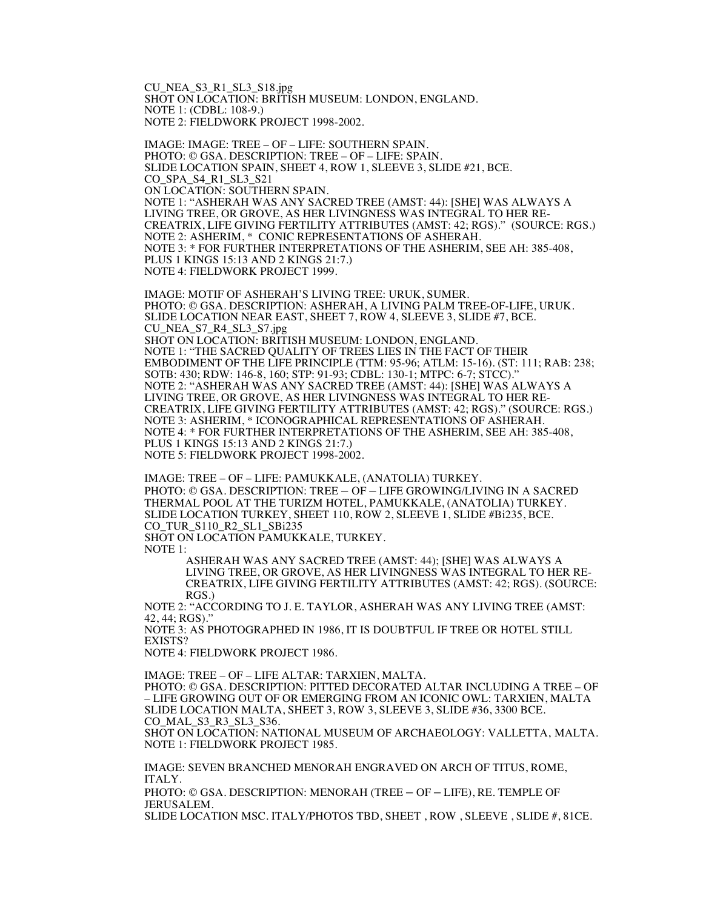CU_NEA_S3_R1_SL3_S18.jpg
SHOT ON LOCATION: BRITISH MUSEUM: LONDON, ENGLAND.
NOTE 1: (CDBL: 108-9.)
NOTE 2: FIELDWORK PROJECT 1998-2002.

IMAGE: IMAGE: TREE – OF – LIFE: SOUTHERN SPAIN.
PHOTO: © GSA. DESCRIPTION: TREE – OF – LIFE: SPAIN.
SLIDE LOCATION SPAIN, SHEET 4, ROW 1, SLEEVE 3, SLIDE #21, BCE.
CO_SPA_S4_R1_SL3_S21
ON LOCATION: SOUTHERN SPAIN.
NOTE 1: "ASHERAH WAS ANY SACRED TREE (AMST: 44): [SHE] WAS ALWAYS A LIVING TREE, OR GROVE, AS HER LIVINGNESS WAS INTEGRAL TO HER RE-CREATRIX, LIFE GIVING FERTILITY ATTRIBUTES (AMST: 42; RGS)." (SOURCE: RGS.)
NOTE 2: ASHERIM, * CONIC REPRESENTATIONS OF ASHERAH.
NOTE 3: * FOR FURTHER INTERPRETATIONS OF THE ASHERIM, SEE AH: 385-408, PLUS 1 KINGS 15:13 AND 2 KINGS 21:7.)
NOTE 4: FIELDWORK PROJECT 1999.

IMAGE: MOTIF OF ASHERAH'S LIVING TREE: URUK, SUMER.
PHOTO: © GSA. DESCRIPTION: ASHERAH, A LIVING PALM TREE-OF-LIFE, URUK.
SLIDE LOCATION NEAR EAST, SHEET 7, ROW 4, SLEEVE 3, SLIDE #7, BCE.
CU_NEA_S7_R4_SL3_S7.jpg
SHOT ON LOCATION: BRITISH MUSEUM: LONDON, ENGLAND.
NOTE 1: "THE SACRED QUALITY OF TREES LIES IN THE FACT OF THEIR EMBODIMENT OF THE LIFE PRINCIPLE (TTM: 95-96; ATLM: 15-16). (ST: 111; RAB: 238; SOTB: 430; RDW: 146-8, 160; STP: 91-93; CDBL: 130-1; MTPC: 6-7; STCC)."
NOTE 2: "ASHERAH WAS ANY SACRED TREE (AMST: 44): [SHE] WAS ALWAYS A LIVING TREE, OR GROVE, AS HER LIVINGNESS WAS INTEGRAL TO HER RE-CREATRIX, LIFE GIVING FERTILITY ATTRIBUTES (AMST: 42; RGS)." (SOURCE: RGS.)
NOTE 3: ASHERIM, * ICONOGRAPHICAL REPRESENTATIONS OF ASHERAH.
NOTE 4: * FOR FURTHER INTERPRETATIONS OF THE ASHERIM, SEE AH: 385-408, PLUS 1 KINGS 15:13 AND 2 KINGS 21:7.)
NOTE 5: FIELDWORK PROJECT 1998-2002.

IMAGE: TREE – OF – LIFE: PAMUKKALE, (ANATOLIA) TURKEY.
PHOTO: © GSA. DESCRIPTION: TREE – OF – LIFE GROWING/LIVING IN A SACRED THERMAL POOL AT THE TURIZM HOTEL, PAMUKKALE, (ANATOLIA) TURKEY.
SLIDE LOCATION TURKEY, SHEET 110, ROW 2, SLEEVE 1, SLIDE #Bi235, BCE.
CO_TUR_S110_R2_SL1_SBi235
SHOT ON LOCATION PAMUKKALE, TURKEY.
NOTE 1:

> ASHERAH WAS ANY SACRED TREE (AMST: 44); [SHE] WAS ALWAYS A LIVING TREE, OR GROVE, AS HER LIVINGNESS WAS INTEGRAL TO HER RE-CREATRIX, LIFE GIVING FERTILITY ATTRIBUTES (AMST: 42; RGS). (SOURCE: RGS.)

NOTE 2: "ACCORDING TO J. E. TAYLOR, ASHERAH WAS ANY LIVING TREE (AMST: 42, 44; RGS)."
NOTE 3: AS PHOTOGRAPHED IN 1986, IT IS DOUBTFUL IF TREE OR HOTEL STILL EXISTS?
NOTE 4: FIELDWORK PROJECT 1986.

IMAGE: TREE – OF – LIFE ALTAR: TARXIEN, MALTA.
PHOTO: © GSA. DESCRIPTION: PITTED DECORATED ALTAR INCLUDING A TREE – OF – LIFE GROWING OUT OF OR EMERGING FROM AN ICONIC OWL: TARXIEN, MALTA
SLIDE LOCATION MALTA, SHEET 3, ROW 3, SLEEVE 3, SLIDE #36, 3300 BCE.
CO_MAL_S3_R3_SL3_S36.
SHOT ON LOCATION: NATIONAL MUSEUM OF ARCHAEOLOGY: VALLETTA, MALTA.
NOTE 1: FIELDWORK PROJECT 1985.

IMAGE: SEVEN BRANCHED MENORAH ENGRAVED ON ARCH OF TITUS, ROME, ITALY.
PHOTO: © GSA. DESCRIPTION: MENORAH (TREE – OF – LIFE), RE. TEMPLE OF JERUSALEM.
SLIDE LOCATION MSC. ITALY/PHOTOS TBD, SHEET , ROW , SLEEVE , SLIDE #, 81CE.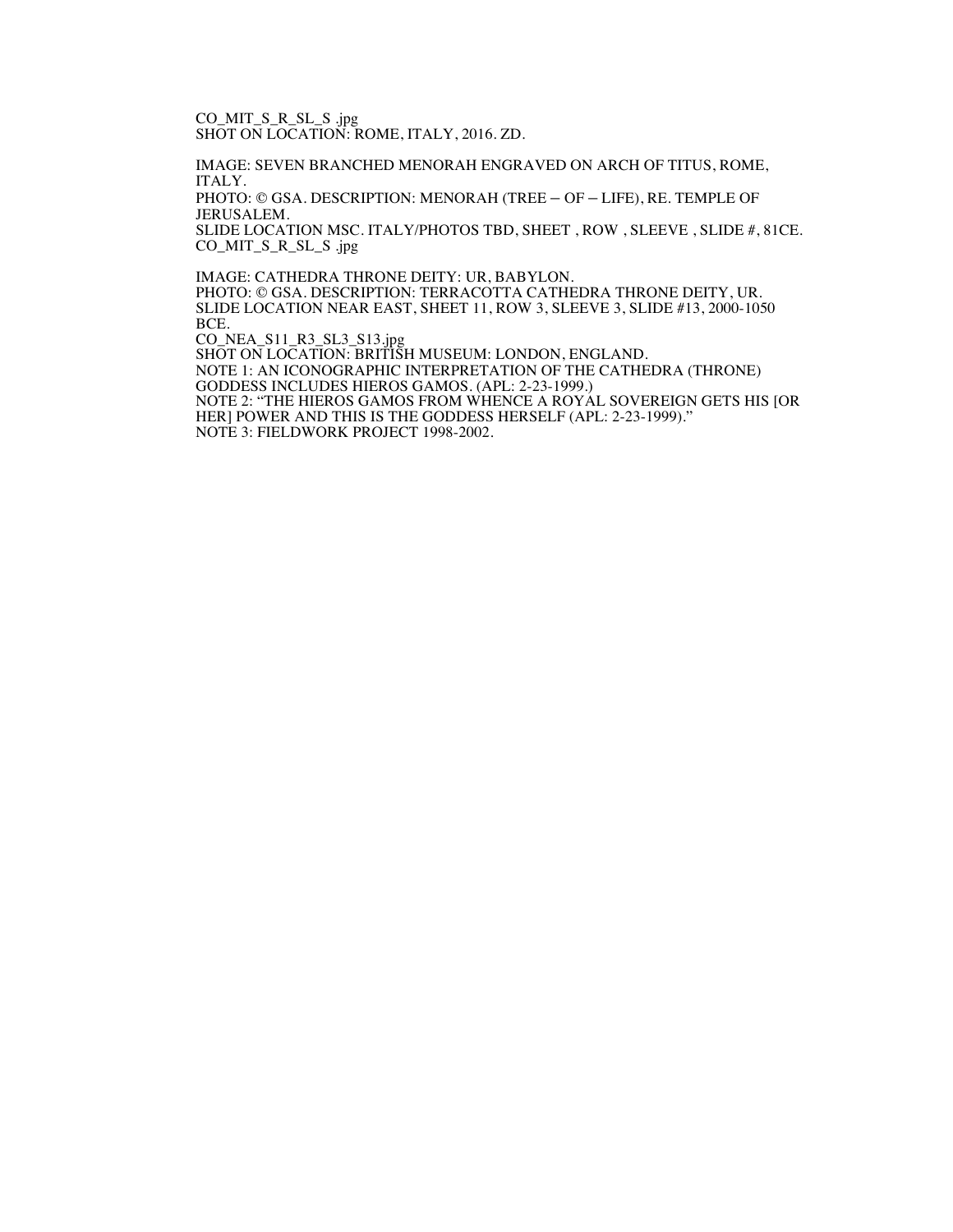CO_MIT_S_R_SL_S .jpg
SHOT ON LOCATION: ROME, ITALY, 2016. ZD.

IMAGE: SEVEN BRANCHED MENORAH ENGRAVED ON ARCH OF TITUS, ROME, ITALY.
PHOTO: © GSA. DESCRIPTION: MENORAH (TREE – OF – LIFE), RE. TEMPLE OF JERUSALEM.
SLIDE LOCATION MSC. ITALY/PHOTOS TBD, SHEET , ROW , SLEEVE , SLIDE #, 81CE.
CO_MIT_S_R_SL_S .jpg

IMAGE: CATHEDRA THRONE DEITY: UR, BABYLON.
PHOTO: © GSA. DESCRIPTION: TERRACOTTA CATHEDRA THRONE DEITY, UR.
SLIDE LOCATION NEAR EAST, SHEET 11, ROW 3, SLEEVE 3, SLIDE #13, 2000-1050 BCE.
CO_NEA_S11_R3_SL3_S13.jpg
SHOT ON LOCATION: BRITISH MUSEUM: LONDON, ENGLAND.
NOTE 1: AN ICONOGRAPHIC INTERPRETATION OF THE CATHEDRA (THRONE) GODDESS INCLUDES HIEROS GAMOS. (APL: 2-23-1999.)
NOTE 2: "THE HIEROS GAMOS FROM WHENCE A ROYAL SOVEREIGN GETS HIS [OR HER] POWER AND THIS IS THE GODDESS HERSELF (APL: 2-23-1999)."
NOTE 3: FIELDWORK PROJECT 1998-2002.